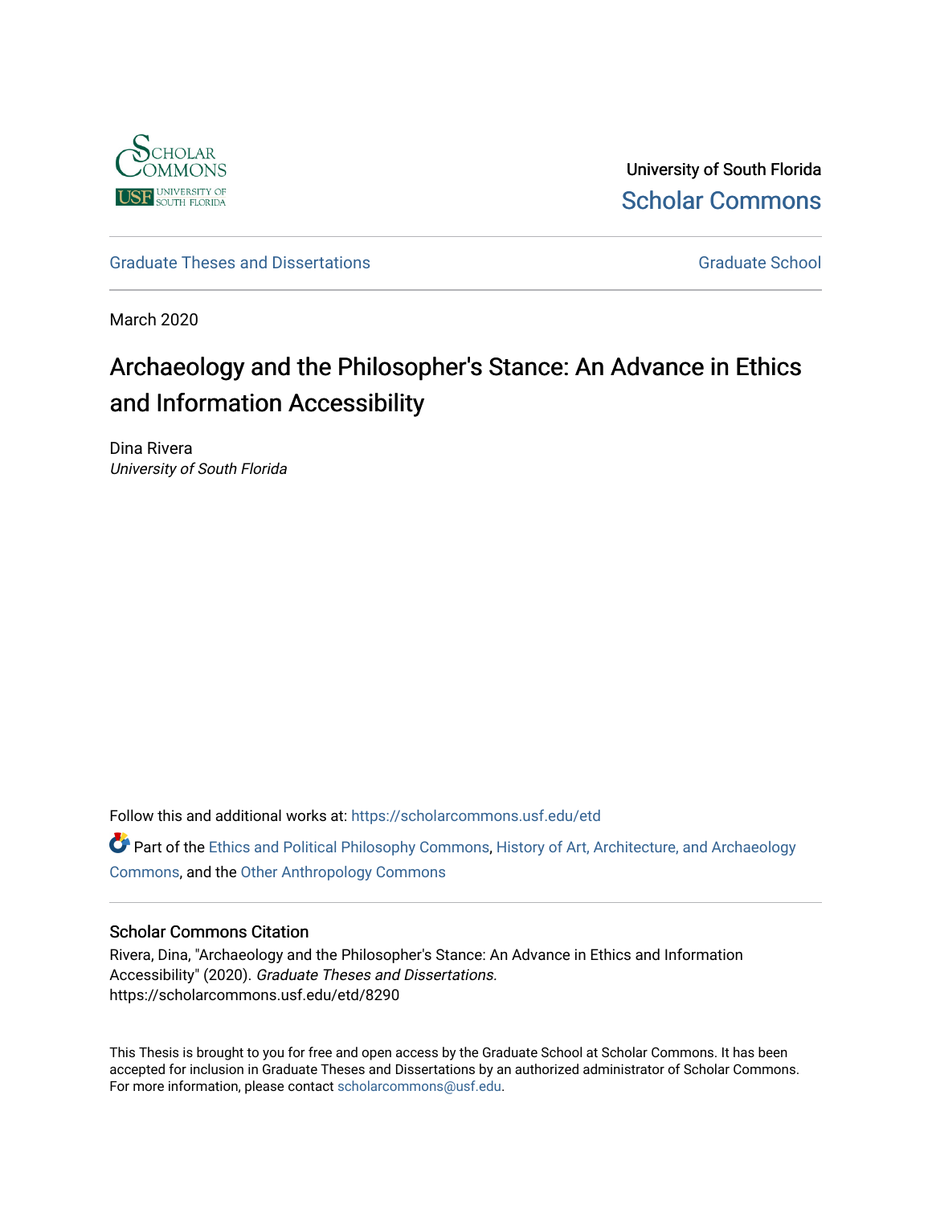University of South Florida

Scholar Commons

Graduate Theses and Dissertations

Graduate School

March 2020

# Archaeology and the Philosopher's Stance: An Advance in Ethics and Information Accessibility

Dina Rivera
*University of South Florida*

Follow this and additional works at: https://scholarcommons.usf.edu/etd

Part of the Ethics and Political Philosophy Commons, History of Art, Architecture, and Archaeology Commons, and the Other Anthropology Commons

## Scholar Commons Citation

Rivera, Dina, "Archaeology and the Philosopher's Stance: An Advance in Ethics and Information Accessibility" (2020). *Graduate Theses and Dissertations.*
https://scholarcommons.usf.edu/etd/8290

This Thesis is brought to you for free and open access by the Graduate School at Scholar Commons. It has been accepted for inclusion in Graduate Theses and Dissertations by an authorized administrator of Scholar Commons. For more information, please contact scholarcommons@usf.edu.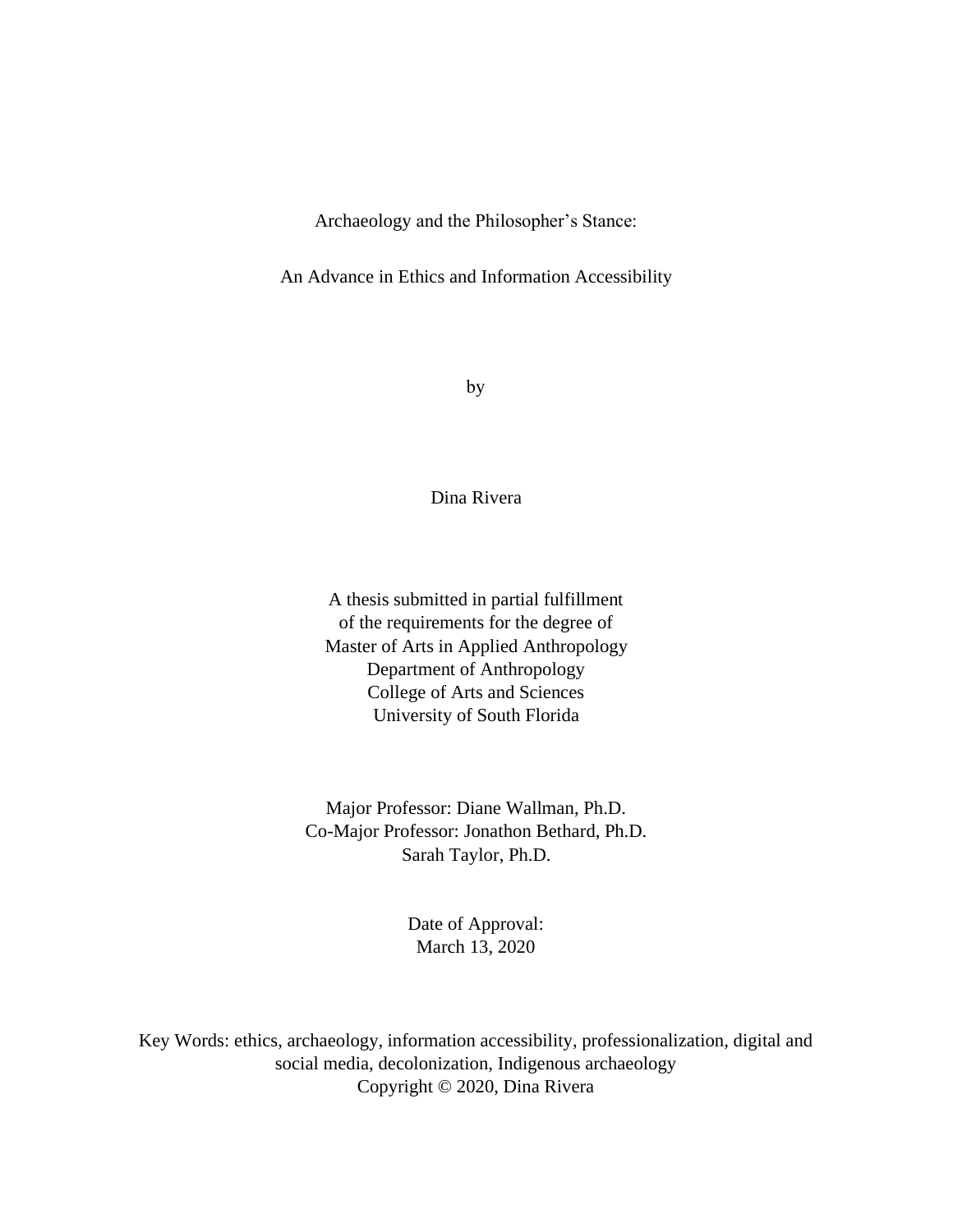Archaeology and the Philosopher's Stance:

An Advance in Ethics and Information Accessibility

by

Dina Rivera

A thesis submitted in partial fulfillment
of the requirements for the degree of
Master of Arts in Applied Anthropology
Department of Anthropology
College of Arts and Sciences
University of South Florida

Major Professor: Diane Wallman, Ph.D.
Co-Major Professor: Jonathon Bethard, Ph.D.
Sarah Taylor, Ph.D.

Date of Approval:
March 13, 2020

Key Words: ethics, archaeology, information accessibility, professionalization, digital and social media, decolonization, Indigenous archaeology
Copyright © 2020, Dina Rivera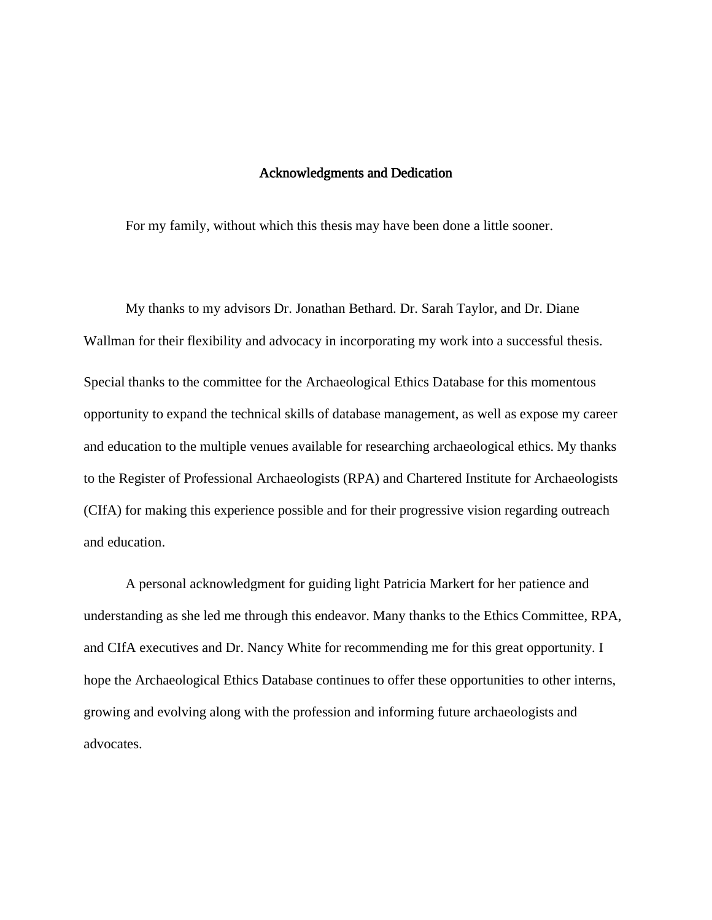## Acknowledgments and Dedication

For my family, without which this thesis may have been done a little sooner.

My thanks to my advisors Dr. Jonathan Bethard. Dr. Sarah Taylor, and Dr. Diane Wallman for their flexibility and advocacy in incorporating my work into a successful thesis. Special thanks to the committee for the Archaeological Ethics Database for this momentous opportunity to expand the technical skills of database management, as well as expose my career and education to the multiple venues available for researching archaeological ethics. My thanks to the Register of Professional Archaeologists (RPA) and Chartered Institute for Archaeologists (CIfA) for making this experience possible and for their progressive vision regarding outreach and education.

A personal acknowledgment for guiding light Patricia Markert for her patience and understanding as she led me through this endeavor. Many thanks to the Ethics Committee, RPA, and CIfA executives and Dr. Nancy White for recommending me for this great opportunity. I hope the Archaeological Ethics Database continues to offer these opportunities to other interns, growing and evolving along with the profession and informing future archaeologists and advocates.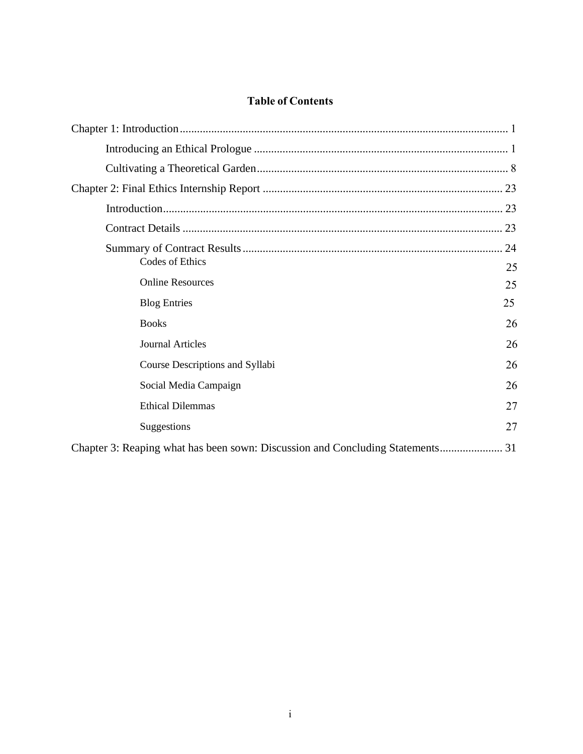## Table of Contents

Chapter 1: Introduction ........................................................................................................ 1

  Introducing an Ethical Prologue ........................................................................................ 1

  Cultivating a Theoretical Garden ....................................................................................... 8

Chapter 2: Final Ethics Internship Report ........................................................................... 23

  Introduction ....................................................................................................................... 23

  Contract Details ................................................................................................................ 23

  Summary of Contract Results ........................................................................................... 24

    Codes of Ethics 25

    Online Resources 25

    Blog Entries 25

    Books 26

    Journal Articles 26

    Course Descriptions and Syllabi 26

    Social Media Campaign 26

    Ethical Dilemmas 27

    Suggestions 27

Chapter 3: Reaping what has been sown: Discussion and Concluding Statements ...................... 31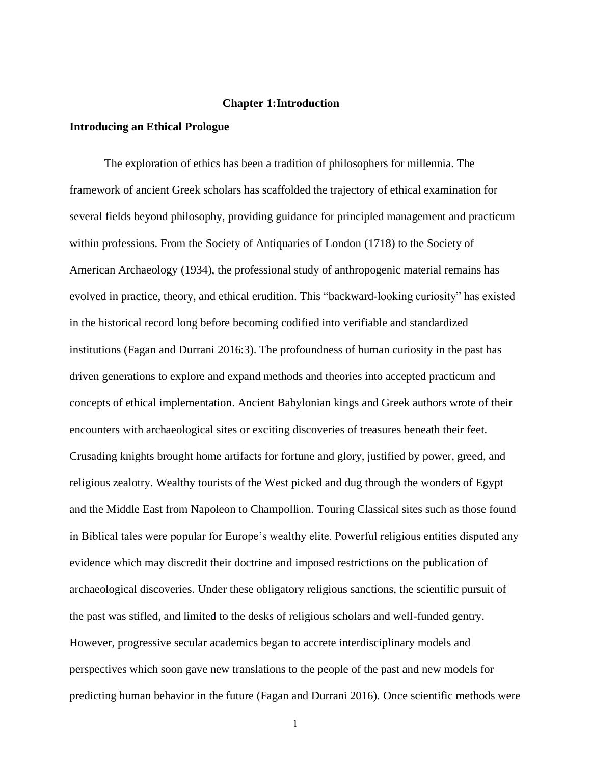# Chapter 1:Introduction

## Introducing an Ethical Prologue

The exploration of ethics has been a tradition of philosophers for millennia. The framework of ancient Greek scholars has scaffolded the trajectory of ethical examination for several fields beyond philosophy, providing guidance for principled management and practicum within professions. From the Society of Antiquaries of London (1718) to the Society of American Archaeology (1934), the professional study of anthropogenic material remains has evolved in practice, theory, and ethical erudition. This "backward-looking curiosity" has existed in the historical record long before becoming codified into verifiable and standardized institutions (Fagan and Durrani 2016:3). The profoundness of human curiosity in the past has driven generations to explore and expand methods and theories into accepted practicum and concepts of ethical implementation. Ancient Babylonian kings and Greek authors wrote of their encounters with archaeological sites or exciting discoveries of treasures beneath their feet. Crusading knights brought home artifacts for fortune and glory, justified by power, greed, and religious zealotry. Wealthy tourists of the West picked and dug through the wonders of Egypt and the Middle East from Napoleon to Champollion. Touring Classical sites such as those found in Biblical tales were popular for Europe's wealthy elite. Powerful religious entities disputed any evidence which may discredit their doctrine and imposed restrictions on the publication of archaeological discoveries. Under these obligatory religious sanctions, the scientific pursuit of the past was stifled, and limited to the desks of religious scholars and well-funded gentry. However, progressive secular academics began to accrete interdisciplinary models and perspectives which soon gave new translations to the people of the past and new models for predicting human behavior in the future (Fagan and Durrani 2016). Once scientific methods were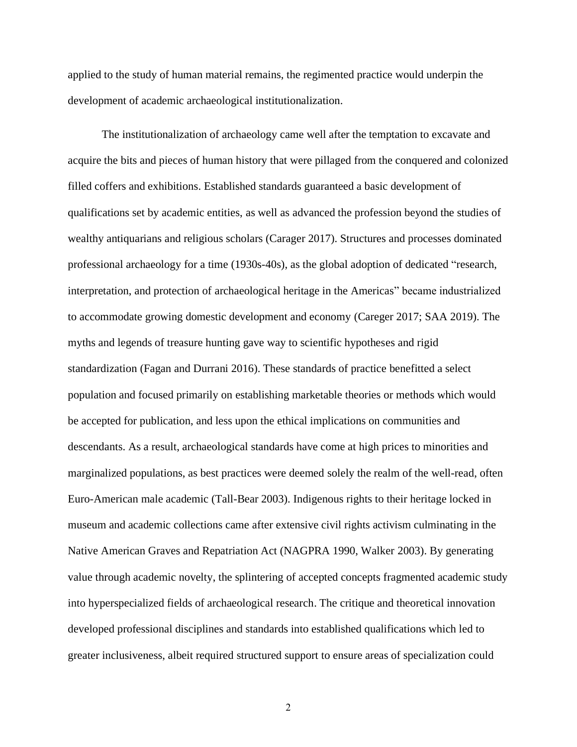applied to the study of human material remains, the regimented practice would underpin the development of academic archaeological institutionalization.

The institutionalization of archaeology came well after the temptation to excavate and acquire the bits and pieces of human history that were pillaged from the conquered and colonized filled coffers and exhibitions. Established standards guaranteed a basic development of qualifications set by academic entities, as well as advanced the profession beyond the studies of wealthy antiquarians and religious scholars (Carager 2017). Structures and processes dominated professional archaeology for a time (1930s-40s), as the global adoption of dedicated "research, interpretation, and protection of archaeological heritage in the Americas" became industrialized to accommodate growing domestic development and economy (Careger 2017; SAA 2019). The myths and legends of treasure hunting gave way to scientific hypotheses and rigid standardization (Fagan and Durrani 2016). These standards of practice benefitted a select population and focused primarily on establishing marketable theories or methods which would be accepted for publication, and less upon the ethical implications on communities and descendants. As a result, archaeological standards have come at high prices to minorities and marginalized populations, as best practices were deemed solely the realm of the well-read, often Euro-American male academic (Tall-Bear 2003). Indigenous rights to their heritage locked in museum and academic collections came after extensive civil rights activism culminating in the Native American Graves and Repatriation Act (NAGPRA 1990, Walker 2003). By generating value through academic novelty, the splintering of accepted concepts fragmented academic study into hyperspecialized fields of archaeological research. The critique and theoretical innovation developed professional disciplines and standards into established qualifications which led to greater inclusiveness, albeit required structured support to ensure areas of specialization could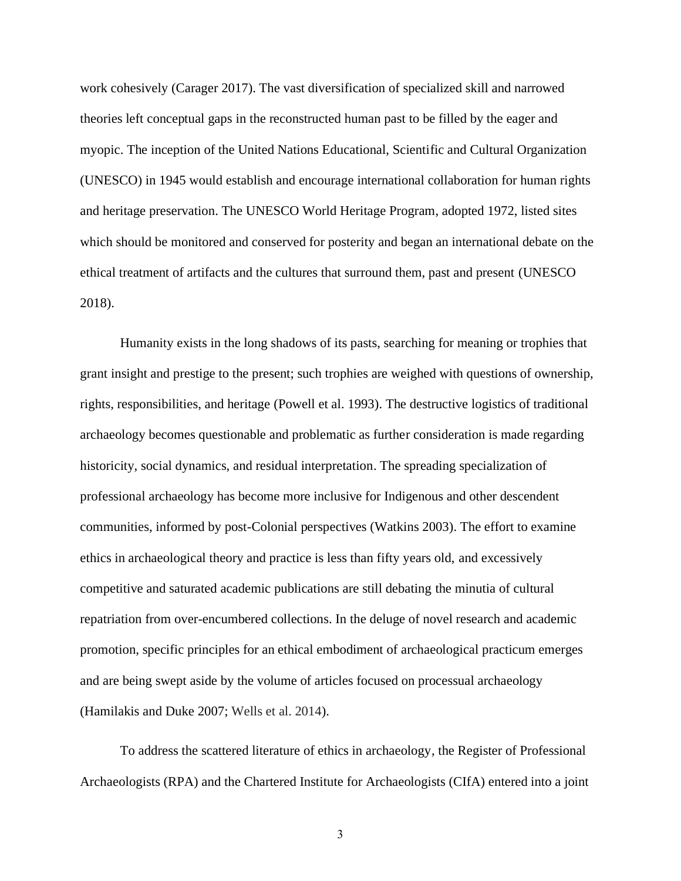work cohesively (Carager 2017). The vast diversification of specialized skill and narrowed theories left conceptual gaps in the reconstructed human past to be filled by the eager and myopic. The inception of the United Nations Educational, Scientific and Cultural Organization (UNESCO) in 1945 would establish and encourage international collaboration for human rights and heritage preservation. The UNESCO World Heritage Program, adopted 1972, listed sites which should be monitored and conserved for posterity and began an international debate on the ethical treatment of artifacts and the cultures that surround them, past and present (UNESCO 2018).

Humanity exists in the long shadows of its pasts, searching for meaning or trophies that grant insight and prestige to the present; such trophies are weighed with questions of ownership, rights, responsibilities, and heritage (Powell et al. 1993). The destructive logistics of traditional archaeology becomes questionable and problematic as further consideration is made regarding historicity, social dynamics, and residual interpretation. The spreading specialization of professional archaeology has become more inclusive for Indigenous and other descendent communities, informed by post-Colonial perspectives (Watkins 2003). The effort to examine ethics in archaeological theory and practice is less than fifty years old, and excessively competitive and saturated academic publications are still debating the minutia of cultural repatriation from over-encumbered collections. In the deluge of novel research and academic promotion, specific principles for an ethical embodiment of archaeological practicum emerges and are being swept aside by the volume of articles focused on processual archaeology (Hamilakis and Duke 2007; Wells et al. 2014).

To address the scattered literature of ethics in archaeology, the Register of Professional Archaeologists (RPA) and the Chartered Institute for Archaeologists (CIfA) entered into a joint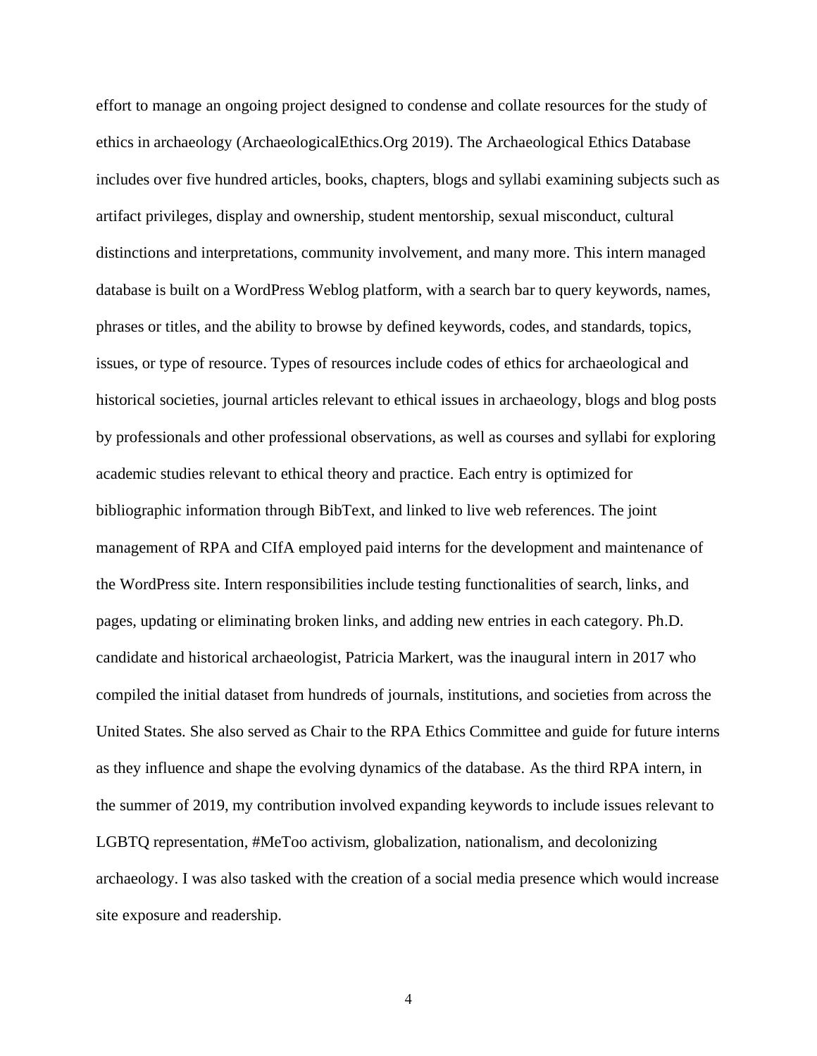effort to manage an ongoing project designed to condense and collate resources for the study of ethics in archaeology (ArchaeologicalEthics.Org 2019). The Archaeological Ethics Database includes over five hundred articles, books, chapters, blogs and syllabi examining subjects such as artifact privileges, display and ownership, student mentorship, sexual misconduct, cultural distinctions and interpretations, community involvement, and many more. This intern managed database is built on a WordPress Weblog platform, with a search bar to query keywords, names, phrases or titles, and the ability to browse by defined keywords, codes, and standards, topics, issues, or type of resource. Types of resources include codes of ethics for archaeological and historical societies, journal articles relevant to ethical issues in archaeology, blogs and blog posts by professionals and other professional observations, as well as courses and syllabi for exploring academic studies relevant to ethical theory and practice. Each entry is optimized for bibliographic information through BibText, and linked to live web references. The joint management of RPA and CIfA employed paid interns for the development and maintenance of the WordPress site. Intern responsibilities include testing functionalities of search, links, and pages, updating or eliminating broken links, and adding new entries in each category. Ph.D. candidate and historical archaeologist, Patricia Markert, was the inaugural intern in 2017 who compiled the initial dataset from hundreds of journals, institutions, and societies from across the United States. She also served as Chair to the RPA Ethics Committee and guide for future interns as they influence and shape the evolving dynamics of the database. As the third RPA intern, in the summer of 2019, my contribution involved expanding keywords to include issues relevant to LGBTQ representation, #MeToo activism, globalization, nationalism, and decolonizing archaeology. I was also tasked with the creation of a social media presence which would increase site exposure and readership.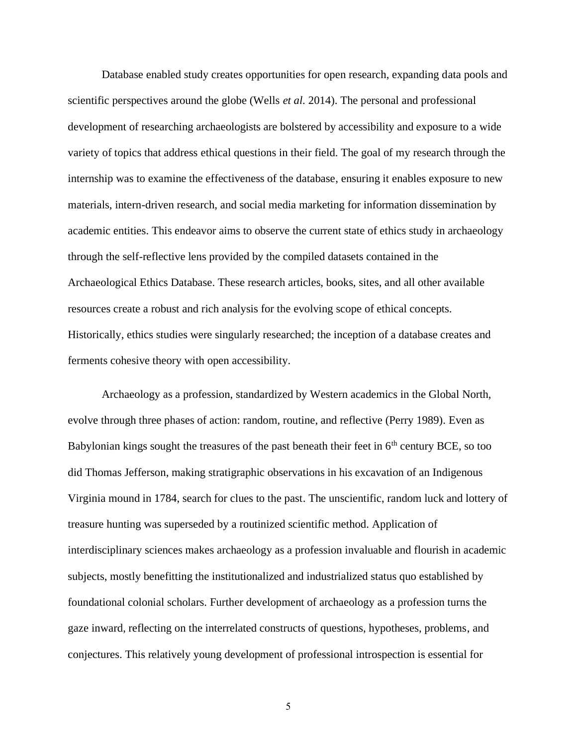Database enabled study creates opportunities for open research, expanding data pools and scientific perspectives around the globe (Wells *et al.* 2014). The personal and professional development of researching archaeologists are bolstered by accessibility and exposure to a wide variety of topics that address ethical questions in their field. The goal of my research through the internship was to examine the effectiveness of the database, ensuring it enables exposure to new materials, intern-driven research, and social media marketing for information dissemination by academic entities. This endeavor aims to observe the current state of ethics study in archaeology through the self-reflective lens provided by the compiled datasets contained in the Archaeological Ethics Database. These research articles, books, sites, and all other available resources create a robust and rich analysis for the evolving scope of ethical concepts. Historically, ethics studies were singularly researched; the inception of a database creates and ferments cohesive theory with open accessibility.

Archaeology as a profession, standardized by Western academics in the Global North, evolve through three phases of action: random, routine, and reflective (Perry 1989). Even as Babylonian kings sought the treasures of the past beneath their feet in 6th century BCE, so too did Thomas Jefferson, making stratigraphic observations in his excavation of an Indigenous Virginia mound in 1784, search for clues to the past. The unscientific, random luck and lottery of treasure hunting was superseded by a routinized scientific method. Application of interdisciplinary sciences makes archaeology as a profession invaluable and flourish in academic subjects, mostly benefitting the institutionalized and industrialized status quo established by foundational colonial scholars. Further development of archaeology as a profession turns the gaze inward, reflecting on the interrelated constructs of questions, hypotheses, problems, and conjectures. This relatively young development of professional introspection is essential for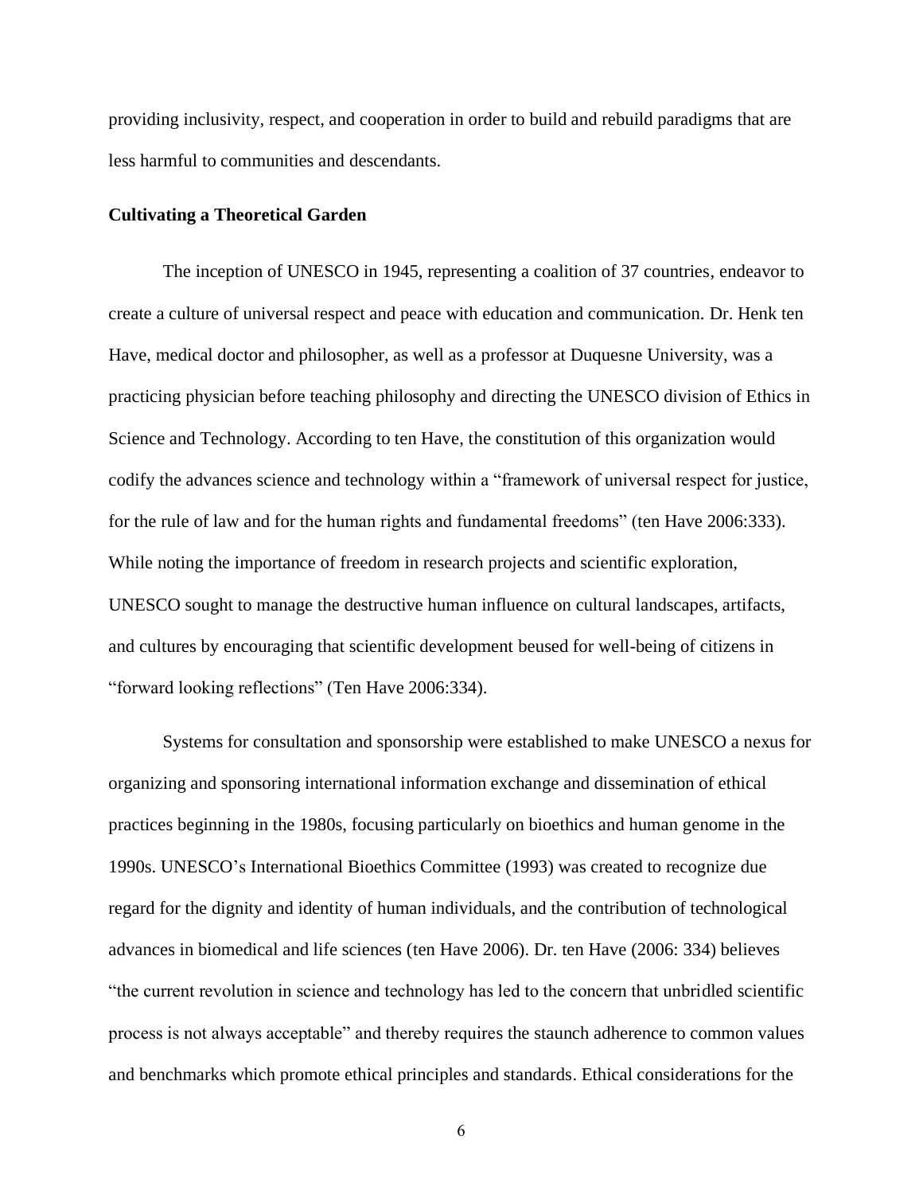providing inclusivity, respect, and cooperation in order to build and rebuild paradigms that are less harmful to communities and descendants.

### Cultivating a Theoretical Garden

The inception of UNESCO in 1945, representing a coalition of 37 countries, endeavor to create a culture of universal respect and peace with education and communication. Dr. Henk ten Have, medical doctor and philosopher, as well as a professor at Duquesne University, was a practicing physician before teaching philosophy and directing the UNESCO division of Ethics in Science and Technology. According to ten Have, the constitution of this organization would codify the advances science and technology within a "framework of universal respect for justice, for the rule of law and for the human rights and fundamental freedoms" (ten Have 2006:333). While noting the importance of freedom in research projects and scientific exploration, UNESCO sought to manage the destructive human influence on cultural landscapes, artifacts, and cultures by encouraging that scientific development beused for well-being of citizens in "forward looking reflections" (Ten Have 2006:334).

Systems for consultation and sponsorship were established to make UNESCO a nexus for organizing and sponsoring international information exchange and dissemination of ethical practices beginning in the 1980s, focusing particularly on bioethics and human genome in the 1990s. UNESCO's International Bioethics Committee (1993) was created to recognize due regard for the dignity and identity of human individuals, and the contribution of technological advances in biomedical and life sciences (ten Have 2006). Dr. ten Have (2006: 334) believes "the current revolution in science and technology has led to the concern that unbridled scientific process is not always acceptable" and thereby requires the staunch adherence to common values and benchmarks which promote ethical principles and standards. Ethical considerations for the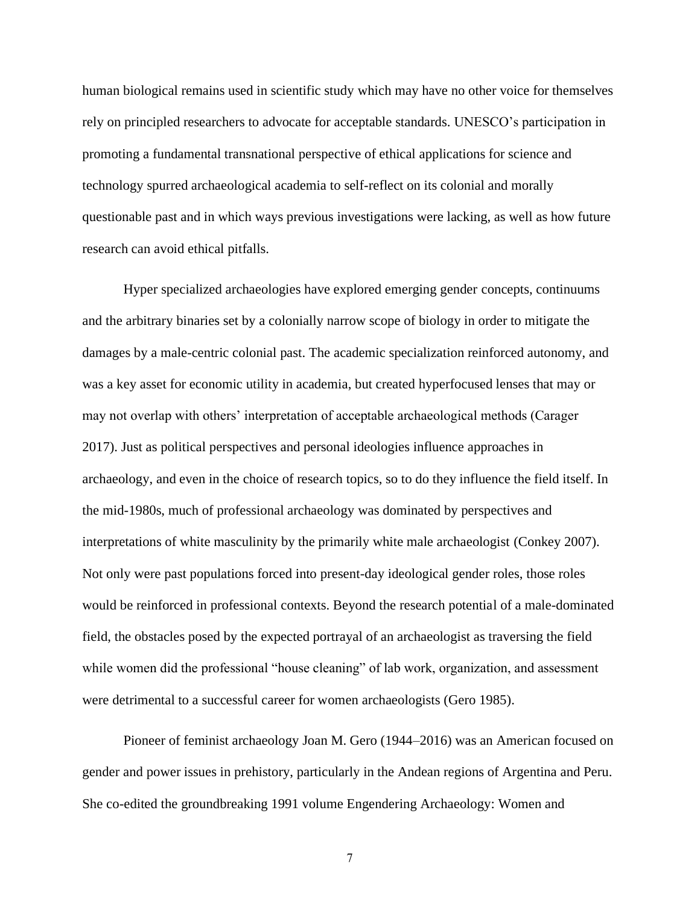human biological remains used in scientific study which may have no other voice for themselves rely on principled researchers to advocate for acceptable standards. UNESCO's participation in promoting a fundamental transnational perspective of ethical applications for science and technology spurred archaeological academia to self-reflect on its colonial and morally questionable past and in which ways previous investigations were lacking, as well as how future research can avoid ethical pitfalls.

Hyper specialized archaeologies have explored emerging gender concepts, continuums and the arbitrary binaries set by a colonially narrow scope of biology in order to mitigate the damages by a male-centric colonial past. The academic specialization reinforced autonomy, and was a key asset for economic utility in academia, but created hyperfocused lenses that may or may not overlap with others' interpretation of acceptable archaeological methods (Carager 2017). Just as political perspectives and personal ideologies influence approaches in archaeology, and even in the choice of research topics, so to do they influence the field itself. In the mid-1980s, much of professional archaeology was dominated by perspectives and interpretations of white masculinity by the primarily white male archaeologist (Conkey 2007). Not only were past populations forced into present-day ideological gender roles, those roles would be reinforced in professional contexts. Beyond the research potential of a male-dominated field, the obstacles posed by the expected portrayal of an archaeologist as traversing the field while women did the professional "house cleaning" of lab work, organization, and assessment were detrimental to a successful career for women archaeologists (Gero 1985).

Pioneer of feminist archaeology Joan M. Gero (1944–2016) was an American focused on gender and power issues in prehistory, particularly in the Andean regions of Argentina and Peru. She co-edited the groundbreaking 1991 volume Engendering Archaeology: Women and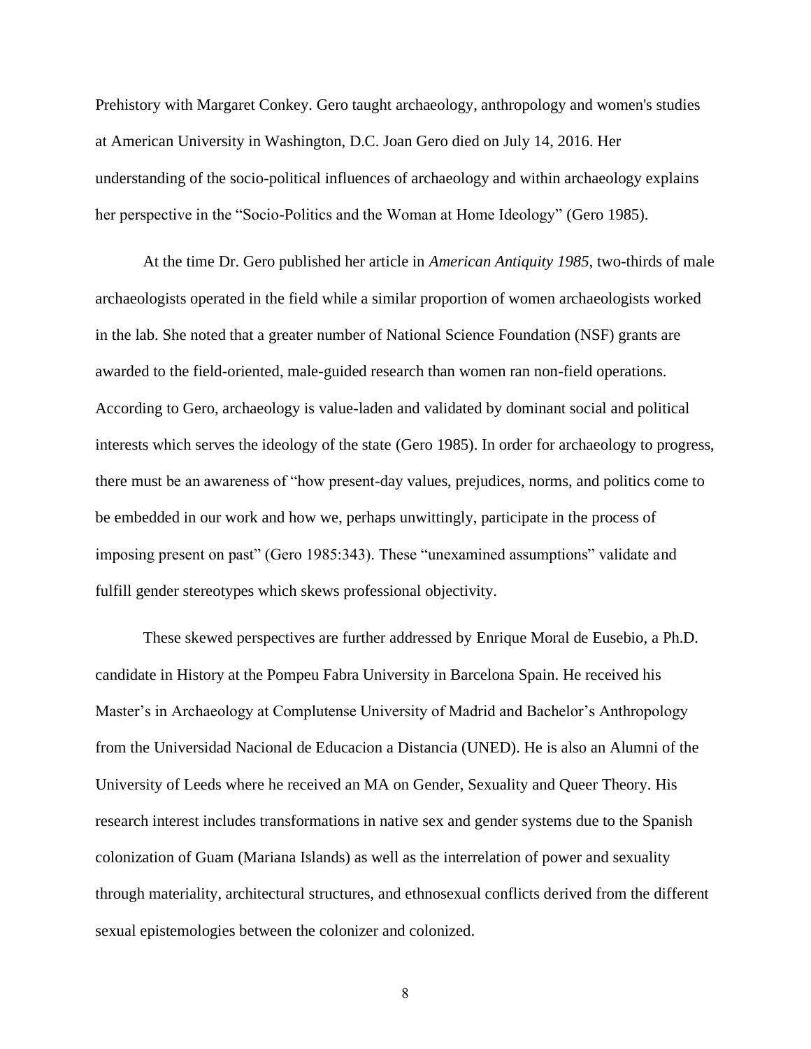Prehistory with Margaret Conkey. Gero taught archaeology, anthropology and women's studies at American University in Washington, D.C. Joan Gero died on July 14, 2016. Her understanding of the socio-political influences of archaeology and within archaeology explains her perspective in the "Socio-Politics and the Woman at Home Ideology" (Gero 1985).

At the time Dr. Gero published her article in *American Antiquity 1985*, two-thirds of male archaeologists operated in the field while a similar proportion of women archaeologists worked in the lab. She noted that a greater number of National Science Foundation (NSF) grants are awarded to the field-oriented, male-guided research than women ran non-field operations. According to Gero, archaeology is value-laden and validated by dominant social and political interests which serves the ideology of the state (Gero 1985). In order for archaeology to progress, there must be an awareness of "how present-day values, prejudices, norms, and politics come to be embedded in our work and how we, perhaps unwittingly, participate in the process of imposing present on past" (Gero 1985:343). These "unexamined assumptions" validate and fulfill gender stereotypes which skews professional objectivity.

These skewed perspectives are further addressed by Enrique Moral de Eusebio, a Ph.D. candidate in History at the Pompeu Fabra University in Barcelona Spain. He received his Master's in Archaeology at Complutense University of Madrid and Bachelor's Anthropology from the Universidad Nacional de Educacion a Distancia (UNED). He is also an Alumni of the University of Leeds where he received an MA on Gender, Sexuality and Queer Theory. His research interest includes transformations in native sex and gender systems due to the Spanish colonization of Guam (Mariana Islands) as well as the interrelation of power and sexuality through materiality, architectural structures, and ethnosexual conflicts derived from the different sexual epistemologies between the colonizer and colonized.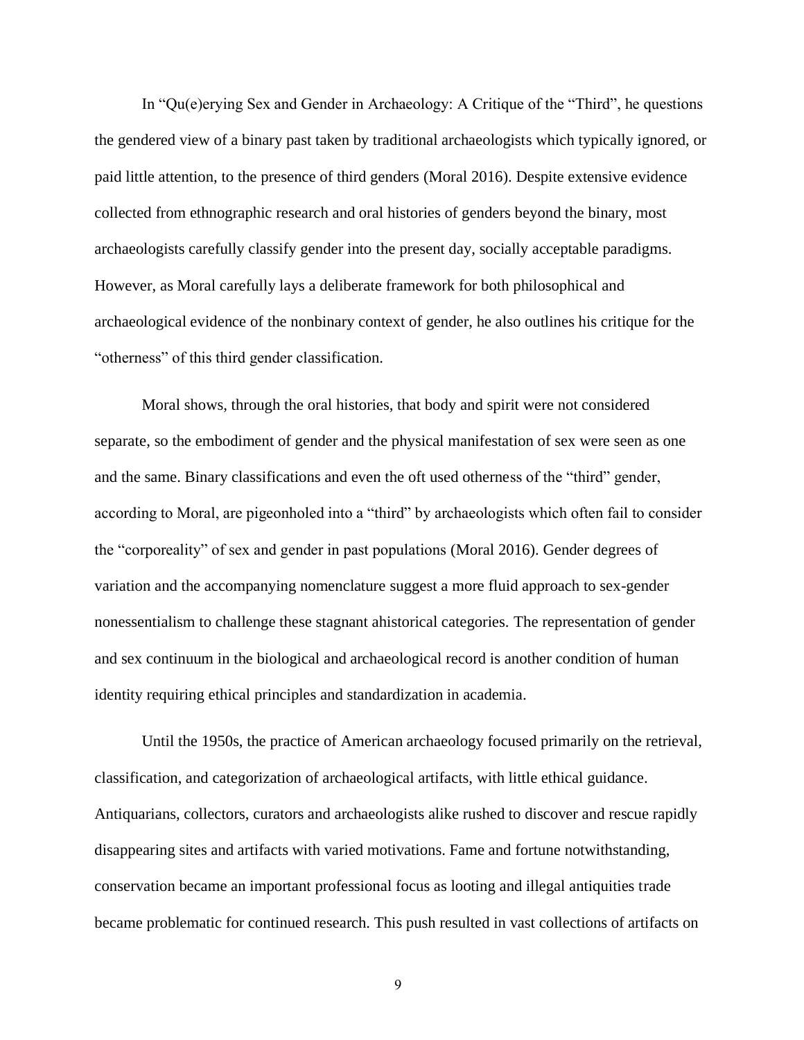In “Qu(e)erying Sex and Gender in Archaeology: A Critique of the “Third”, he questions the gendered view of a binary past taken by traditional archaeologists which typically ignored, or paid little attention, to the presence of third genders (Moral 2016). Despite extensive evidence collected from ethnographic research and oral histories of genders beyond the binary, most archaeologists carefully classify gender into the present day, socially acceptable paradigms. However, as Moral carefully lays a deliberate framework for both philosophical and archaeological evidence of the nonbinary context of gender, he also outlines his critique for the “otherness” of this third gender classification.

Moral shows, through the oral histories, that body and spirit were not considered separate, so the embodiment of gender and the physical manifestation of sex were seen as one and the same. Binary classifications and even the oft used otherness of the “third” gender, according to Moral, are pigeonholed into a “third” by archaeologists which often fail to consider the “corporeality” of sex and gender in past populations (Moral 2016). Gender degrees of variation and the accompanying nomenclature suggest a more fluid approach to sex-gender nonessentialism to challenge these stagnant ahistorical categories. The representation of gender and sex continuum in the biological and archaeological record is another condition of human identity requiring ethical principles and standardization in academia.

Until the 1950s, the practice of American archaeology focused primarily on the retrieval, classification, and categorization of archaeological artifacts, with little ethical guidance. Antiquarians, collectors, curators and archaeologists alike rushed to discover and rescue rapidly disappearing sites and artifacts with varied motivations. Fame and fortune notwithstanding, conservation became an important professional focus as looting and illegal antiquities trade became problematic for continued research. This push resulted in vast collections of artifacts on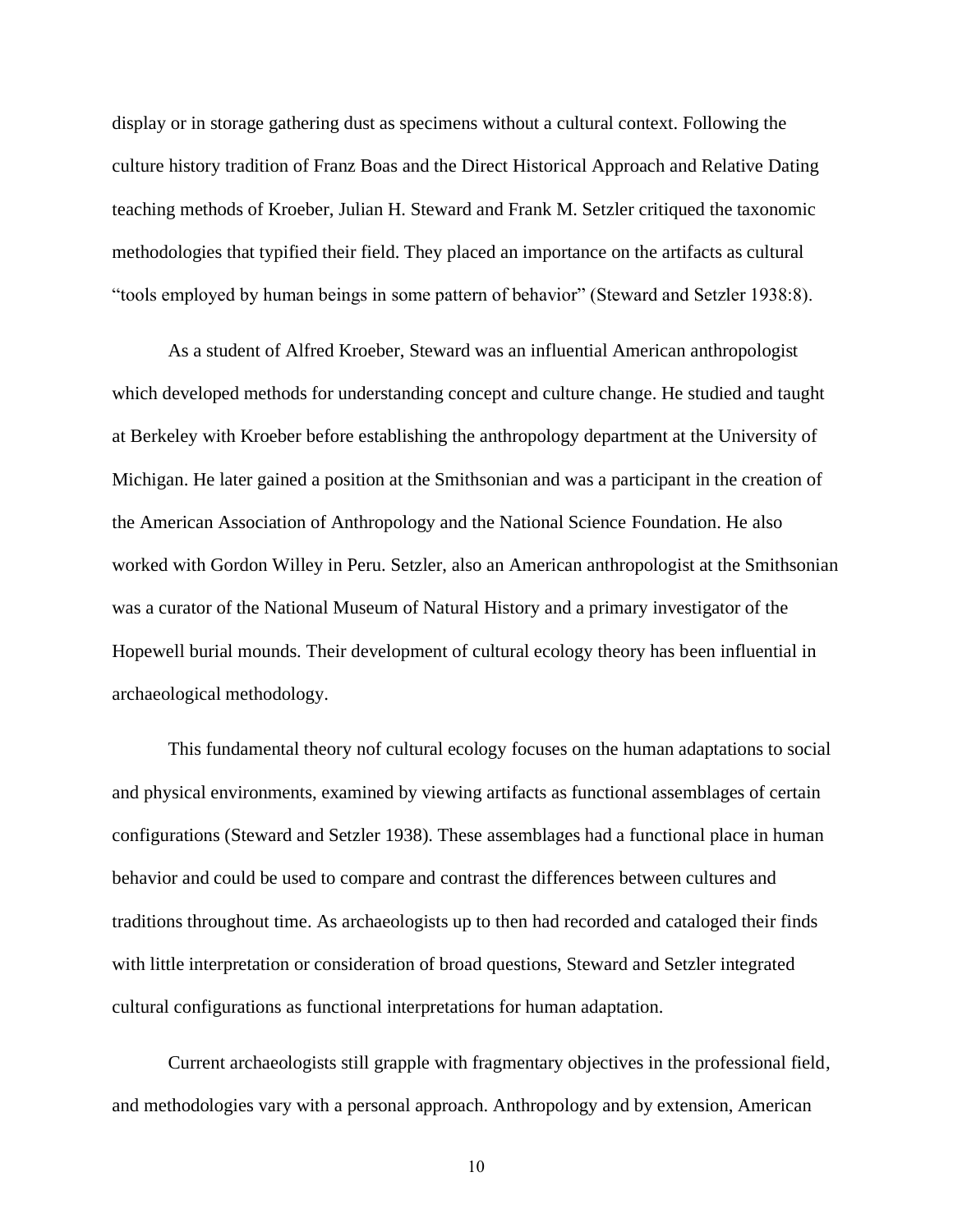display or in storage gathering dust as specimens without a cultural context. Following the culture history tradition of Franz Boas and the Direct Historical Approach and Relative Dating teaching methods of Kroeber, Julian H. Steward and Frank M. Setzler critiqued the taxonomic methodologies that typified their field. They placed an importance on the artifacts as cultural "tools employed by human beings in some pattern of behavior" (Steward and Setzler 1938:8).

As a student of Alfred Kroeber, Steward was an influential American anthropologist which developed methods for understanding concept and culture change. He studied and taught at Berkeley with Kroeber before establishing the anthropology department at the University of Michigan. He later gained a position at the Smithsonian and was a participant in the creation of the American Association of Anthropology and the National Science Foundation. He also worked with Gordon Willey in Peru. Setzler, also an American anthropologist at the Smithsonian was a curator of the National Museum of Natural History and a primary investigator of the Hopewell burial mounds. Their development of cultural ecology theory has been influential in archaeological methodology.

This fundamental theory nof cultural ecology focuses on the human adaptations to social and physical environments, examined by viewing artifacts as functional assemblages of certain configurations (Steward and Setzler 1938). These assemblages had a functional place in human behavior and could be used to compare and contrast the differences between cultures and traditions throughout time. As archaeologists up to then had recorded and cataloged their finds with little interpretation or consideration of broad questions, Steward and Setzler integrated cultural configurations as functional interpretations for human adaptation.

Current archaeologists still grapple with fragmentary objectives in the professional field, and methodologies vary with a personal approach. Anthropology and by extension, American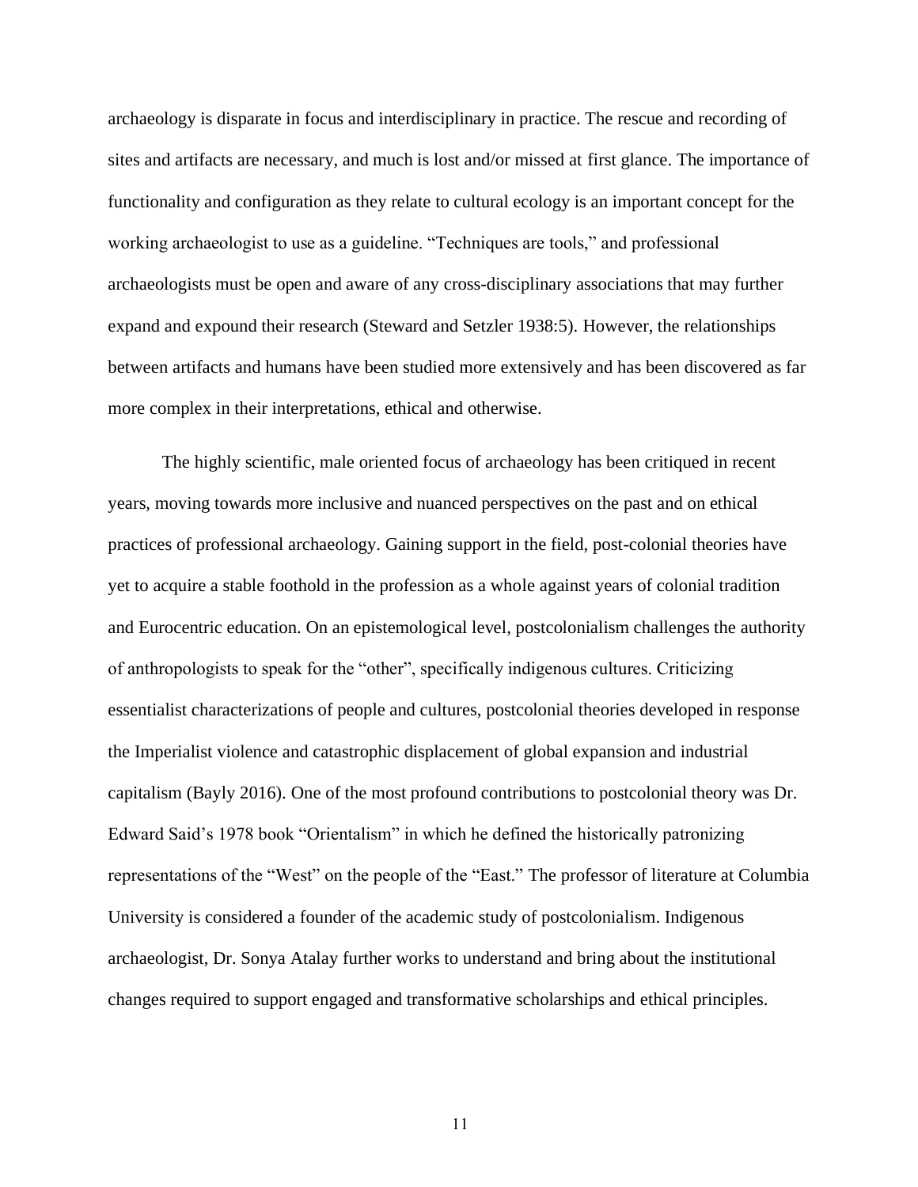archaeology is disparate in focus and interdisciplinary in practice. The rescue and recording of sites and artifacts are necessary, and much is lost and/or missed at first glance. The importance of functionality and configuration as they relate to cultural ecology is an important concept for the working archaeologist to use as a guideline. "Techniques are tools," and professional archaeologists must be open and aware of any cross-disciplinary associations that may further expand and expound their research (Steward and Setzler 1938:5). However, the relationships between artifacts and humans have been studied more extensively and has been discovered as far more complex in their interpretations, ethical and otherwise.

The highly scientific, male oriented focus of archaeology has been critiqued in recent years, moving towards more inclusive and nuanced perspectives on the past and on ethical practices of professional archaeology. Gaining support in the field, post-colonial theories have yet to acquire a stable foothold in the profession as a whole against years of colonial tradition and Eurocentric education. On an epistemological level, postcolonialism challenges the authority of anthropologists to speak for the "other", specifically indigenous cultures. Criticizing essentialist characterizations of people and cultures, postcolonial theories developed in response the Imperialist violence and catastrophic displacement of global expansion and industrial capitalism (Bayly 2016). One of the most profound contributions to postcolonial theory was Dr. Edward Said's 1978 book "Orientalism" in which he defined the historically patronizing representations of the "West" on the people of the "East." The professor of literature at Columbia University is considered a founder of the academic study of postcolonialism. Indigenous archaeologist, Dr. Sonya Atalay further works to understand and bring about the institutional changes required to support engaged and transformative scholarships and ethical principles.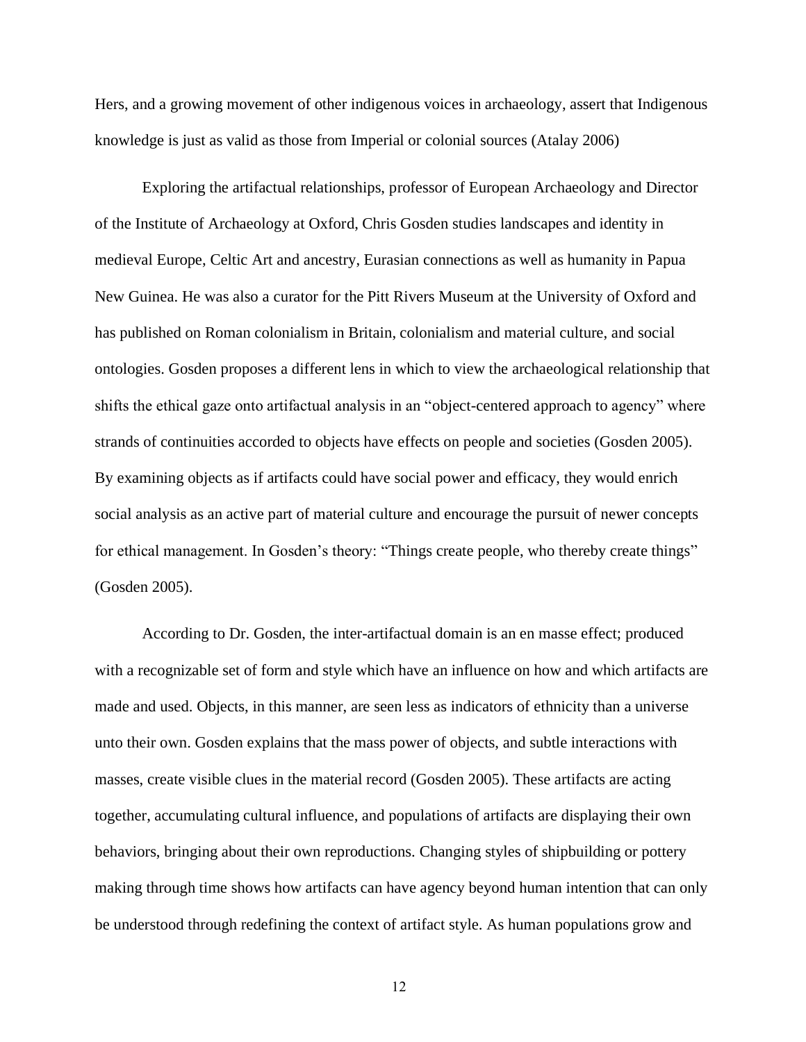Hers, and a growing movement of other indigenous voices in archaeology, assert that Indigenous knowledge is just as valid as those from Imperial or colonial sources (Atalay 2006)

Exploring the artifactual relationships, professor of European Archaeology and Director of the Institute of Archaeology at Oxford, Chris Gosden studies landscapes and identity in medieval Europe, Celtic Art and ancestry, Eurasian connections as well as humanity in Papua New Guinea. He was also a curator for the Pitt Rivers Museum at the University of Oxford and has published on Roman colonialism in Britain, colonialism and material culture, and social ontologies. Gosden proposes a different lens in which to view the archaeological relationship that shifts the ethical gaze onto artifactual analysis in an "object-centered approach to agency" where strands of continuities accorded to objects have effects on people and societies (Gosden 2005). By examining objects as if artifacts could have social power and efficacy, they would enrich social analysis as an active part of material culture and encourage the pursuit of newer concepts for ethical management. In Gosden's theory: "Things create people, who thereby create things" (Gosden 2005).

According to Dr. Gosden, the inter-artifactual domain is an en masse effect; produced with a recognizable set of form and style which have an influence on how and which artifacts are made and used. Objects, in this manner, are seen less as indicators of ethnicity than a universe unto their own. Gosden explains that the mass power of objects, and subtle interactions with masses, create visible clues in the material record (Gosden 2005). These artifacts are acting together, accumulating cultural influence, and populations of artifacts are displaying their own behaviors, bringing about their own reproductions. Changing styles of shipbuilding or pottery making through time shows how artifacts can have agency beyond human intention that can only be understood through redefining the context of artifact style. As human populations grow and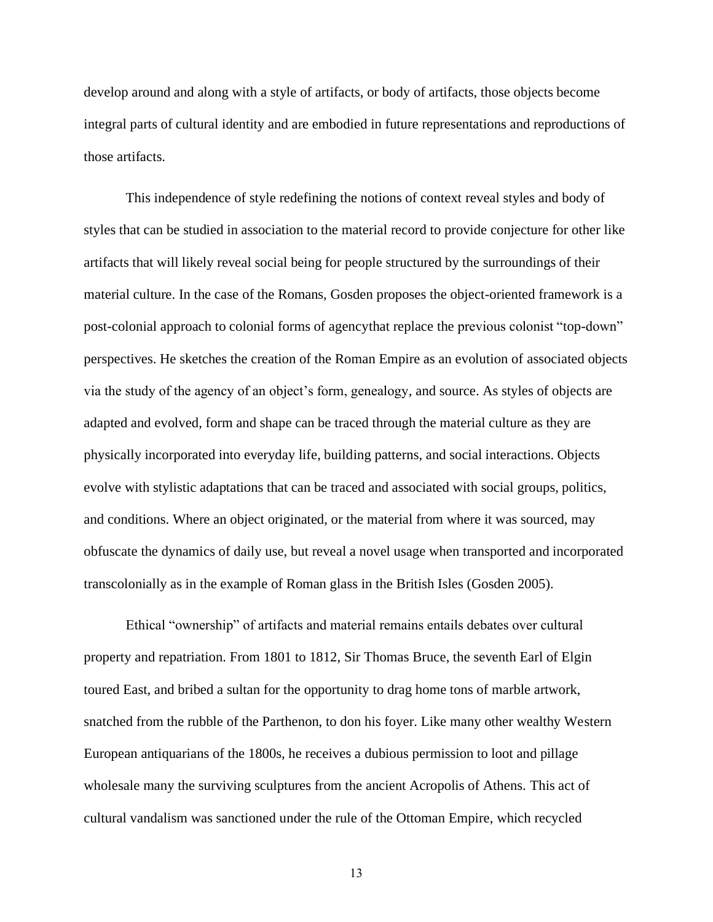develop around and along with a style of artifacts, or body of artifacts, those objects become integral parts of cultural identity and are embodied in future representations and reproductions of those artifacts.

This independence of style redefining the notions of context reveal styles and body of styles that can be studied in association to the material record to provide conjecture for other like artifacts that will likely reveal social being for people structured by the surroundings of their material culture. In the case of the Romans, Gosden proposes the object-oriented framework is a post-colonial approach to colonial forms of agencythat replace the previous colonist "top-down" perspectives. He sketches the creation of the Roman Empire as an evolution of associated objects via the study of the agency of an object's form, genealogy, and source. As styles of objects are adapted and evolved, form and shape can be traced through the material culture as they are physically incorporated into everyday life, building patterns, and social interactions. Objects evolve with stylistic adaptations that can be traced and associated with social groups, politics, and conditions. Where an object originated, or the material from where it was sourced, may obfuscate the dynamics of daily use, but reveal a novel usage when transported and incorporated transcolonially as in the example of Roman glass in the British Isles (Gosden 2005).

Ethical "ownership" of artifacts and material remains entails debates over cultural property and repatriation. From 1801 to 1812, Sir Thomas Bruce, the seventh Earl of Elgin toured East, and bribed a sultan for the opportunity to drag home tons of marble artwork, snatched from the rubble of the Parthenon, to don his foyer. Like many other wealthy Western European antiquarians of the 1800s, he receives a dubious permission to loot and pillage wholesale many the surviving sculptures from the ancient Acropolis of Athens. This act of cultural vandalism was sanctioned under the rule of the Ottoman Empire, which recycled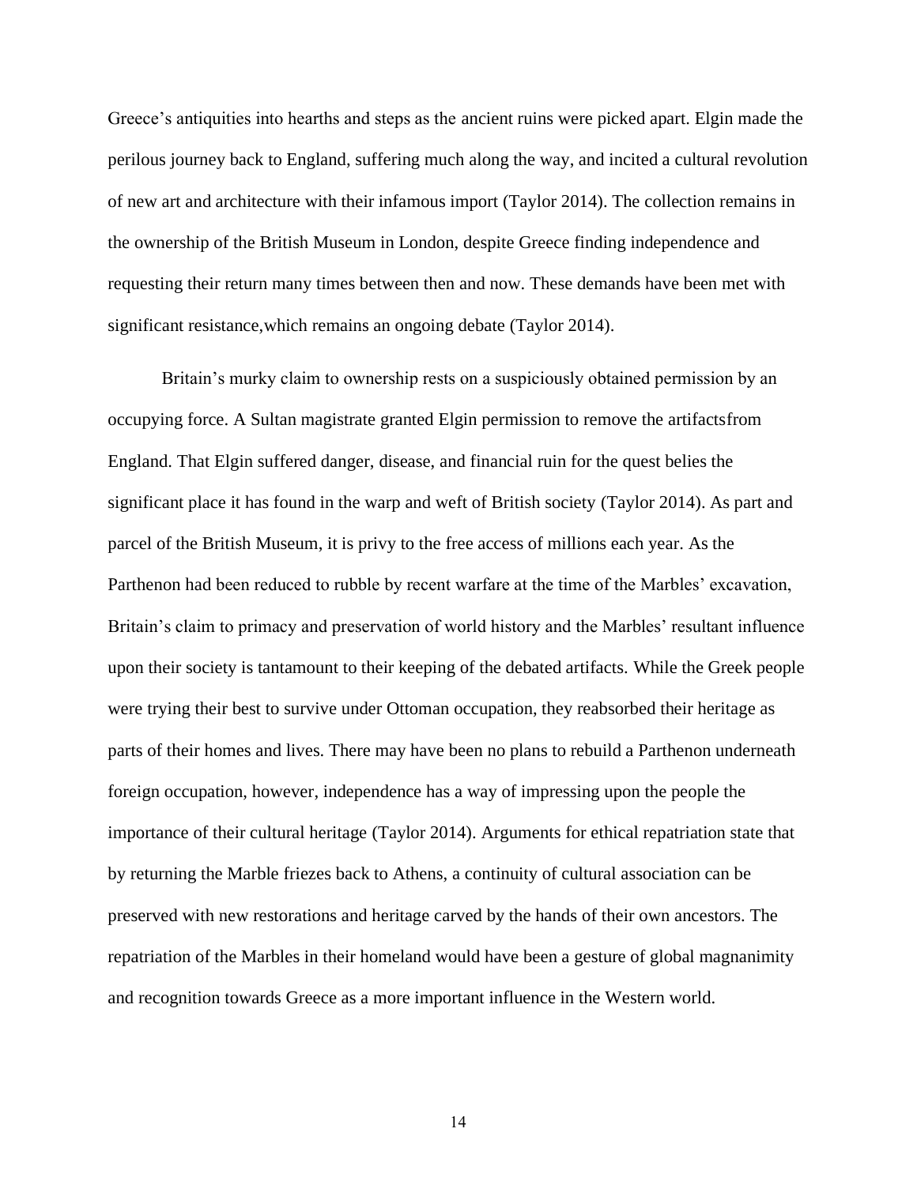Greece's antiquities into hearths and steps as the ancient ruins were picked apart. Elgin made the perilous journey back to England, suffering much along the way, and incited a cultural revolution of new art and architecture with their infamous import (Taylor 2014). The collection remains in the ownership of the British Museum in London, despite Greece finding independence and requesting their return many times between then and now. These demands have been met with significant resistance,which remains an ongoing debate (Taylor 2014).

Britain's murky claim to ownership rests on a suspiciously obtained permission by an occupying force. A Sultan magistrate granted Elgin permission to remove the artifactsfrom England. That Elgin suffered danger, disease, and financial ruin for the quest belies the significant place it has found in the warp and weft of British society (Taylor 2014). As part and parcel of the British Museum, it is privy to the free access of millions each year. As the Parthenon had been reduced to rubble by recent warfare at the time of the Marbles' excavation, Britain's claim to primacy and preservation of world history and the Marbles' resultant influence upon their society is tantamount to their keeping of the debated artifacts. While the Greek people were trying their best to survive under Ottoman occupation, they reabsorbed their heritage as parts of their homes and lives. There may have been no plans to rebuild a Parthenon underneath foreign occupation, however, independence has a way of impressing upon the people the importance of their cultural heritage (Taylor 2014). Arguments for ethical repatriation state that by returning the Marble friezes back to Athens, a continuity of cultural association can be preserved with new restorations and heritage carved by the hands of their own ancestors. The repatriation of the Marbles in their homeland would have been a gesture of global magnanimity and recognition towards Greece as a more important influence in the Western world.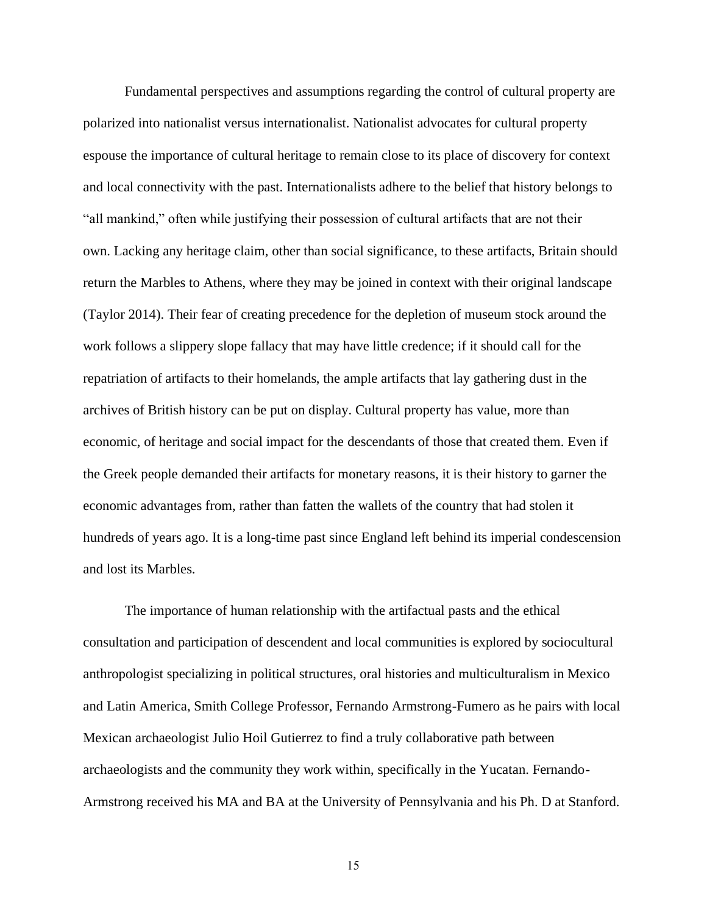Fundamental perspectives and assumptions regarding the control of cultural property are polarized into nationalist versus internationalist. Nationalist advocates for cultural property espouse the importance of cultural heritage to remain close to its place of discovery for context and local connectivity with the past. Internationalists adhere to the belief that history belongs to "all mankind," often while justifying their possession of cultural artifacts that are not their own. Lacking any heritage claim, other than social significance, to these artifacts, Britain should return the Marbles to Athens, where they may be joined in context with their original landscape (Taylor 2014). Their fear of creating precedence for the depletion of museum stock around the work follows a slippery slope fallacy that may have little credence; if it should call for the repatriation of artifacts to their homelands, the ample artifacts that lay gathering dust in the archives of British history can be put on display. Cultural property has value, more than economic, of heritage and social impact for the descendants of those that created them. Even if the Greek people demanded their artifacts for monetary reasons, it is their history to garner the economic advantages from, rather than fatten the wallets of the country that had stolen it hundreds of years ago. It is a long-time past since England left behind its imperial condescension and lost its Marbles.

The importance of human relationship with the artifactual pasts and the ethical consultation and participation of descendent and local communities is explored by sociocultural anthropologist specializing in political structures, oral histories and multiculturalism in Mexico and Latin America, Smith College Professor, Fernando Armstrong-Fumero as he pairs with local Mexican archaeologist Julio Hoil Gutierrez to find a truly collaborative path between archaeologists and the community they work within, specifically in the Yucatan. Fernando-Armstrong received his MA and BA at the University of Pennsylvania and his Ph. D at Stanford.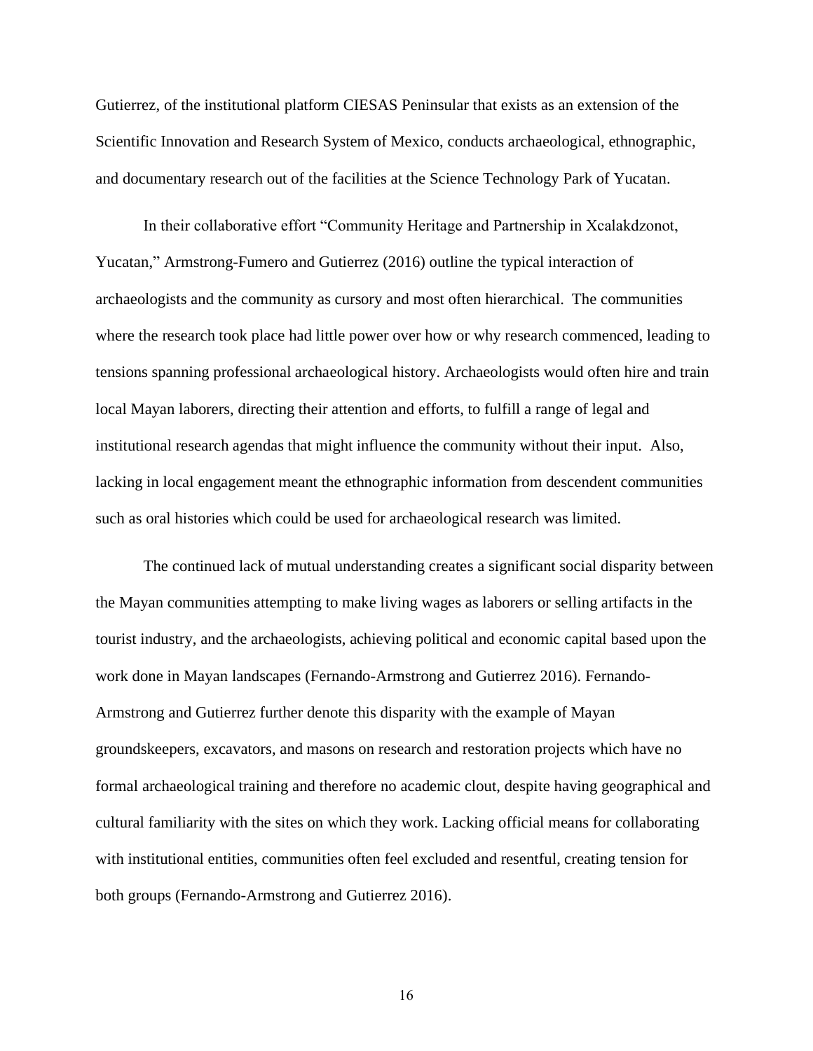Gutierrez, of the institutional platform CIESAS Peninsular that exists as an extension of the Scientific Innovation and Research System of Mexico, conducts archaeological, ethnographic, and documentary research out of the facilities at the Science Technology Park of Yucatan.

In their collaborative effort "Community Heritage and Partnership in Xcalakdzonot, Yucatan," Armstrong-Fumero and Gutierrez (2016) outline the typical interaction of archaeologists and the community as cursory and most often hierarchical. The communities where the research took place had little power over how or why research commenced, leading to tensions spanning professional archaeological history. Archaeologists would often hire and train local Mayan laborers, directing their attention and efforts, to fulfill a range of legal and institutional research agendas that might influence the community without their input. Also, lacking in local engagement meant the ethnographic information from descendent communities such as oral histories which could be used for archaeological research was limited.

The continued lack of mutual understanding creates a significant social disparity between the Mayan communities attempting to make living wages as laborers or selling artifacts in the tourist industry, and the archaeologists, achieving political and economic capital based upon the work done in Mayan landscapes (Fernando-Armstrong and Gutierrez 2016). Fernando-Armstrong and Gutierrez further denote this disparity with the example of Mayan groundskeepers, excavators, and masons on research and restoration projects which have no formal archaeological training and therefore no academic clout, despite having geographical and cultural familiarity with the sites on which they work. Lacking official means for collaborating with institutional entities, communities often feel excluded and resentful, creating tension for both groups (Fernando-Armstrong and Gutierrez 2016).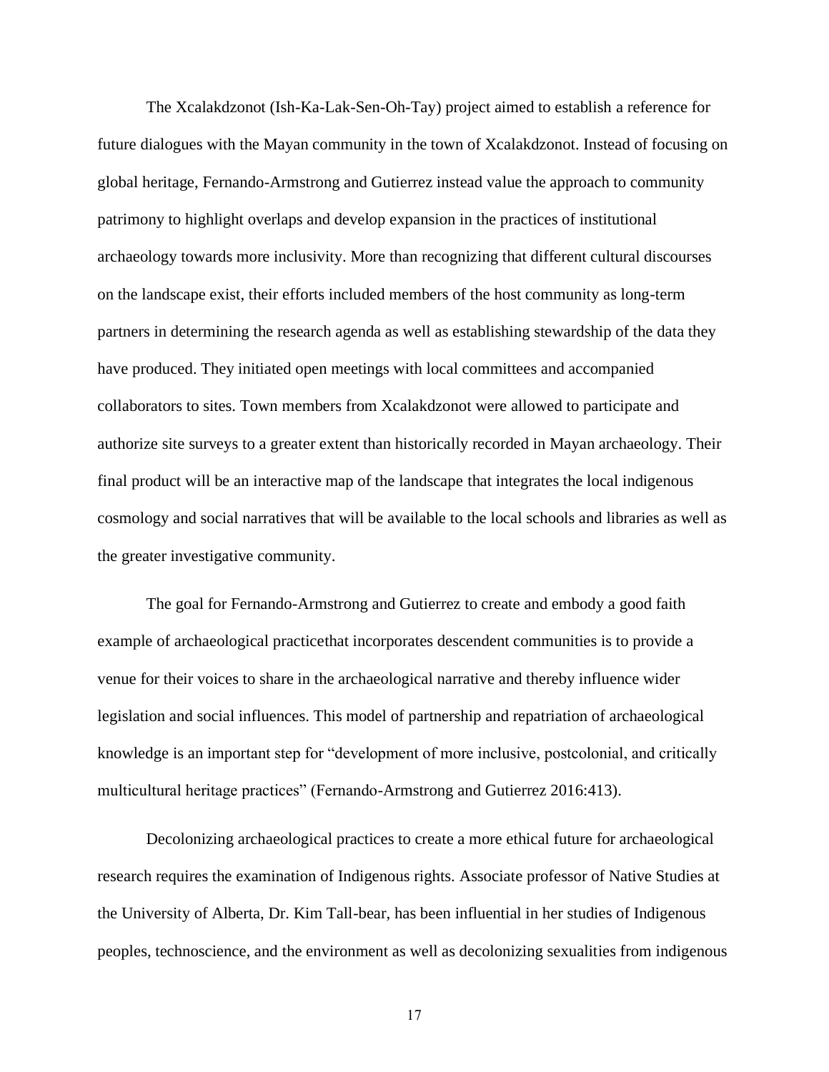The Xcalakdzonot (Ish-Ka-Lak-Sen-Oh-Tay) project aimed to establish a reference for future dialogues with the Mayan community in the town of Xcalakdzonot. Instead of focusing on global heritage, Fernando-Armstrong and Gutierrez instead value the approach to community patrimony to highlight overlaps and develop expansion in the practices of institutional archaeology towards more inclusivity. More than recognizing that different cultural discourses on the landscape exist, their efforts included members of the host community as long-term partners in determining the research agenda as well as establishing stewardship of the data they have produced. They initiated open meetings with local committees and accompanied collaborators to sites. Town members from Xcalakdzonot were allowed to participate and authorize site surveys to a greater extent than historically recorded in Mayan archaeology. Their final product will be an interactive map of the landscape that integrates the local indigenous cosmology and social narratives that will be available to the local schools and libraries as well as the greater investigative community.

The goal for Fernando-Armstrong and Gutierrez to create and embody a good faith example of archaeological practicethat incorporates descendent communities is to provide a venue for their voices to share in the archaeological narrative and thereby influence wider legislation and social influences. This model of partnership and repatriation of archaeological knowledge is an important step for "development of more inclusive, postcolonial, and critically multicultural heritage practices" (Fernando-Armstrong and Gutierrez 2016:413).

Decolonizing archaeological practices to create a more ethical future for archaeological research requires the examination of Indigenous rights. Associate professor of Native Studies at the University of Alberta, Dr. Kim Tall-bear, has been influential in her studies of Indigenous peoples, technoscience, and the environment as well as decolonizing sexualities from indigenous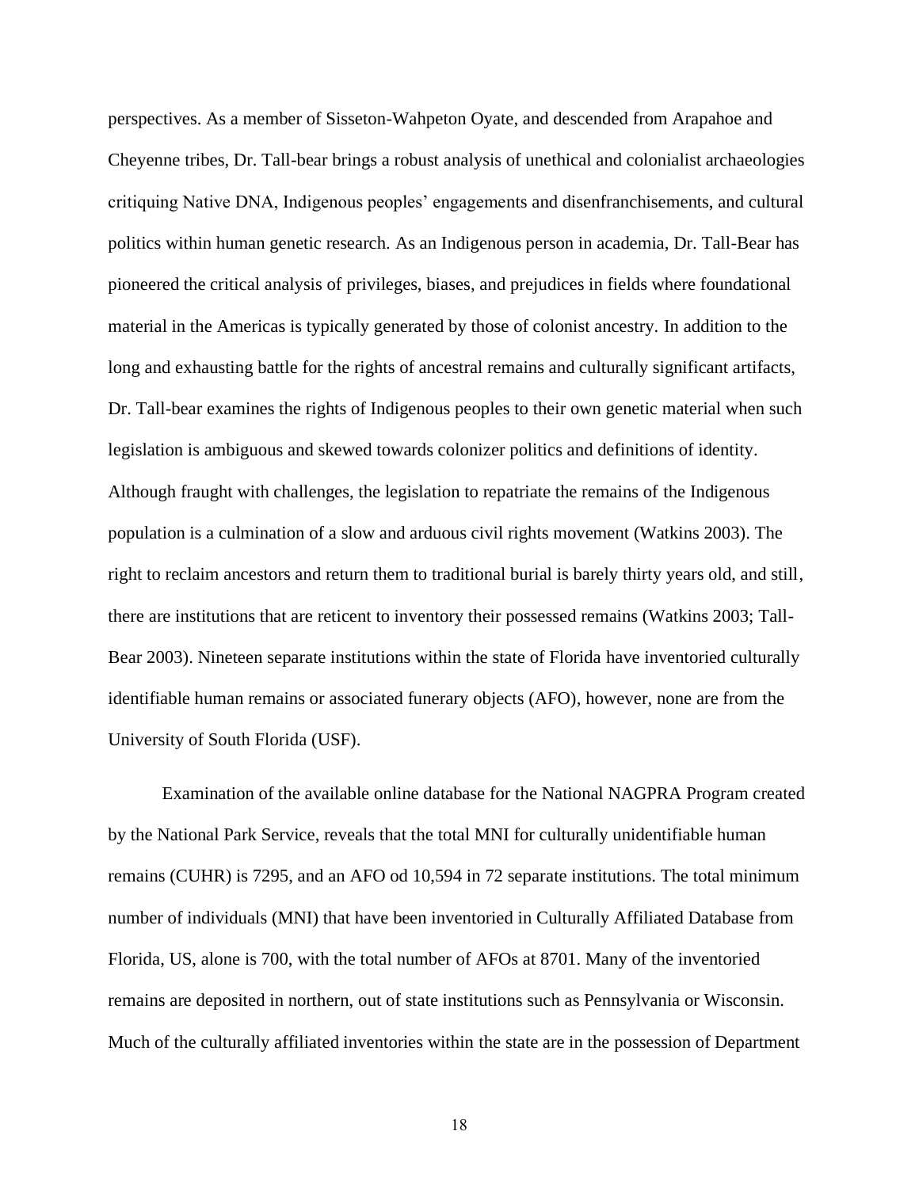perspectives. As a member of Sisseton-Wahpeton Oyate, and descended from Arapahoe and Cheyenne tribes, Dr. Tall-bear brings a robust analysis of unethical and colonialist archaeologies critiquing Native DNA, Indigenous peoples' engagements and disenfranchisements, and cultural politics within human genetic research. As an Indigenous person in academia, Dr. Tall-Bear has pioneered the critical analysis of privileges, biases, and prejudices in fields where foundational material in the Americas is typically generated by those of colonist ancestry. In addition to the long and exhausting battle for the rights of ancestral remains and culturally significant artifacts, Dr. Tall-bear examines the rights of Indigenous peoples to their own genetic material when such legislation is ambiguous and skewed towards colonizer politics and definitions of identity. Although fraught with challenges, the legislation to repatriate the remains of the Indigenous population is a culmination of a slow and arduous civil rights movement (Watkins 2003). The right to reclaim ancestors and return them to traditional burial is barely thirty years old, and still, there are institutions that are reticent to inventory their possessed remains (Watkins 2003; Tall-Bear 2003). Nineteen separate institutions within the state of Florida have inventoried culturally identifiable human remains or associated funerary objects (AFO), however, none are from the University of South Florida (USF).

Examination of the available online database for the National NAGPRA Program created by the National Park Service, reveals that the total MNI for culturally unidentifiable human remains (CUHR) is 7295, and an AFO od 10,594 in 72 separate institutions. The total minimum number of individuals (MNI) that have been inventoried in Culturally Affiliated Database from Florida, US, alone is 700, with the total number of AFOs at 8701. Many of the inventoried remains are deposited in northern, out of state institutions such as Pennsylvania or Wisconsin. Much of the culturally affiliated inventories within the state are in the possession of Department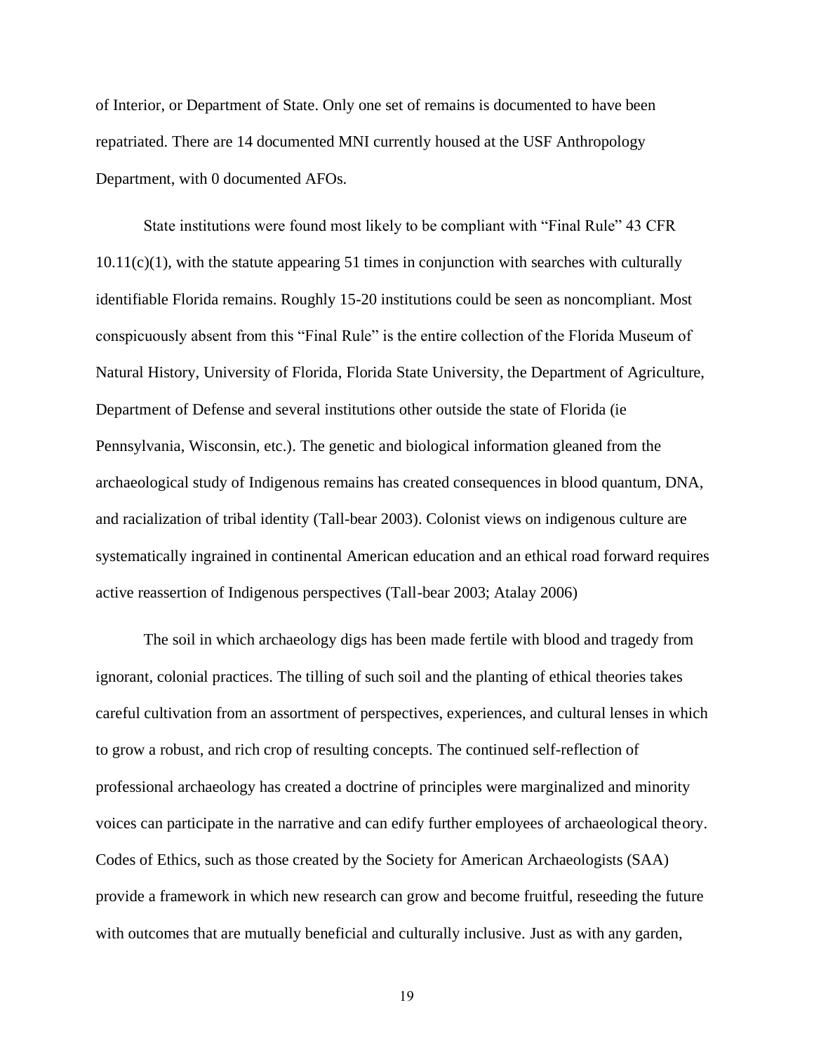of Interior, or Department of State. Only one set of remains is documented to have been repatriated. There are 14 documented MNI currently housed at the USF Anthropology Department, with 0 documented AFOs.

State institutions were found most likely to be compliant with "Final Rule" 43 CFR 10.11(c)(1), with the statute appearing 51 times in conjunction with searches with culturally identifiable Florida remains. Roughly 15-20 institutions could be seen as noncompliant. Most conspicuously absent from this "Final Rule" is the entire collection of the Florida Museum of Natural History, University of Florida, Florida State University, the Department of Agriculture, Department of Defense and several institutions other outside the state of Florida (ie Pennsylvania, Wisconsin, etc.). The genetic and biological information gleaned from the archaeological study of Indigenous remains has created consequences in blood quantum, DNA, and racialization of tribal identity (Tall-bear 2003). Colonist views on indigenous culture are systematically ingrained in continental American education and an ethical road forward requires active reassertion of Indigenous perspectives (Tall-bear 2003; Atalay 2006)

The soil in which archaeology digs has been made fertile with blood and tragedy from ignorant, colonial practices. The tilling of such soil and the planting of ethical theories takes careful cultivation from an assortment of perspectives, experiences, and cultural lenses in which to grow a robust, and rich crop of resulting concepts. The continued self-reflection of professional archaeology has created a doctrine of principles were marginalized and minority voices can participate in the narrative and can edify further employees of archaeological theory. Codes of Ethics, such as those created by the Society for American Archaeologists (SAA) provide a framework in which new research can grow and become fruitful, reseeding the future with outcomes that are mutually beneficial and culturally inclusive. Just as with any garden,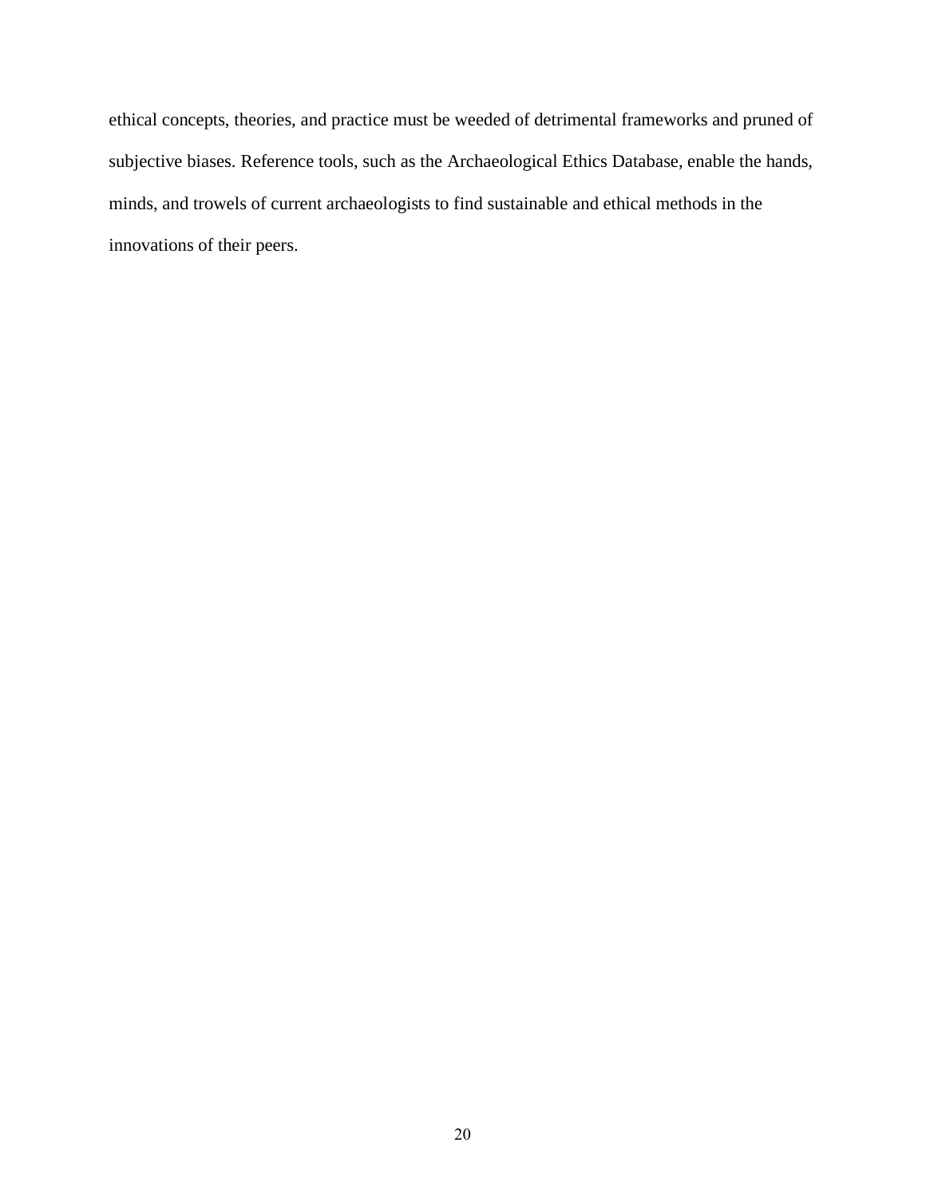ethical concepts, theories, and practice must be weeded of detrimental frameworks and pruned of subjective biases. Reference tools, such as the Archaeological Ethics Database, enable the hands, minds, and trowels of current archaeologists to find sustainable and ethical methods in the innovations of their peers.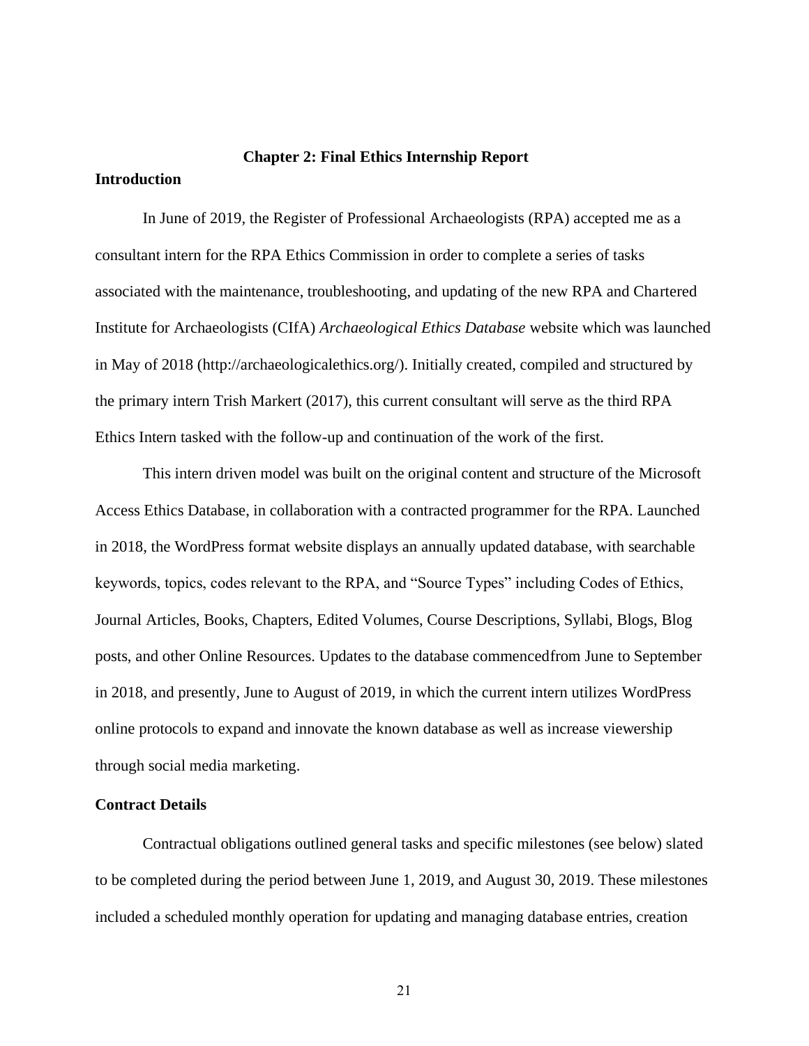## Chapter 2: Final Ethics Internship Report

### Introduction

In June of 2019, the Register of Professional Archaeologists (RPA) accepted me as a consultant intern for the RPA Ethics Commission in order to complete a series of tasks associated with the maintenance, troubleshooting, and updating of the new RPA and Chartered Institute for Archaeologists (CIfA) *Archaeological Ethics Database* website which was launched in May of 2018 (http://archaeologicalethics.org/). Initially created, compiled and structured by the primary intern Trish Markert (2017), this current consultant will serve as the third RPA Ethics Intern tasked with the follow-up and continuation of the work of the first.

This intern driven model was built on the original content and structure of the Microsoft Access Ethics Database, in collaboration with a contracted programmer for the RPA. Launched in 2018, the WordPress format website displays an annually updated database, with searchable keywords, topics, codes relevant to the RPA, and "Source Types" including Codes of Ethics, Journal Articles, Books, Chapters, Edited Volumes, Course Descriptions, Syllabi, Blogs, Blog posts, and other Online Resources. Updates to the database commencedfrom June to September in 2018, and presently, June to August of 2019, in which the current intern utilizes WordPress online protocols to expand and innovate the known database as well as increase viewership through social media marketing.

### Contract Details

Contractual obligations outlined general tasks and specific milestones (see below) slated to be completed during the period between June 1, 2019, and August 30, 2019. These milestones included a scheduled monthly operation for updating and managing database entries, creation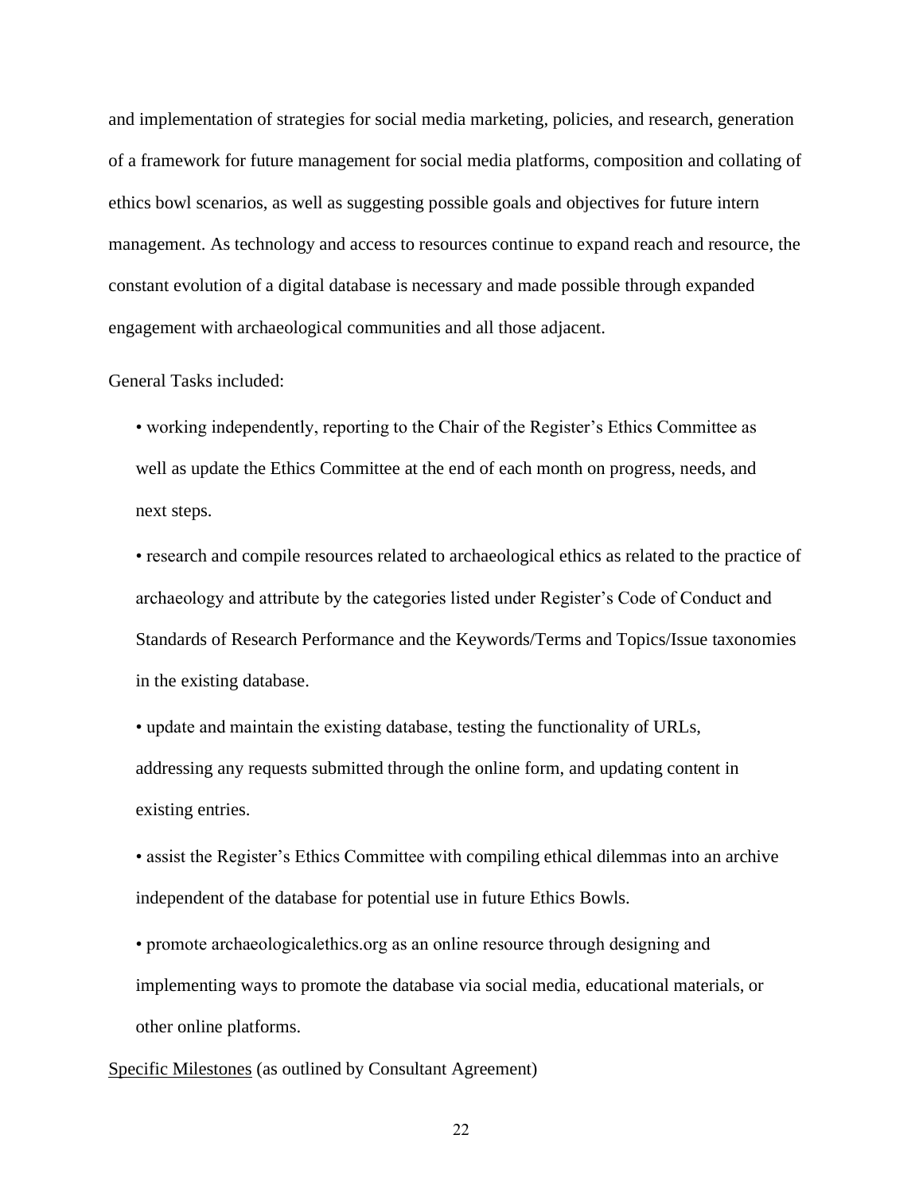and implementation of strategies for social media marketing, policies, and research, generation of a framework for future management for social media platforms, composition and collating of ethics bowl scenarios, as well as suggesting possible goals and objectives for future intern management. As technology and access to resources continue to expand reach and resource, the constant evolution of a digital database is necessary and made possible through expanded engagement with archaeological communities and all those adjacent.

General Tasks included:

- working independently, reporting to the Chair of the Register's Ethics Committee as well as update the Ethics Committee at the end of each month on progress, needs, and next steps.
- research and compile resources related to archaeological ethics as related to the practice of archaeology and attribute by the categories listed under Register's Code of Conduct and Standards of Research Performance and the Keywords/Terms and Topics/Issue taxonomies in the existing database.
- update and maintain the existing database, testing the functionality of URLs, addressing any requests submitted through the online form, and updating content in existing entries.
- assist the Register's Ethics Committee with compiling ethical dilemmas into an archive independent of the database for potential use in future Ethics Bowls.
- promote archaeologicalethics.org as an online resource through designing and implementing ways to promote the database via social media, educational materials, or other online platforms.

<u>Specific Milestones</u> (as outlined by Consultant Agreement)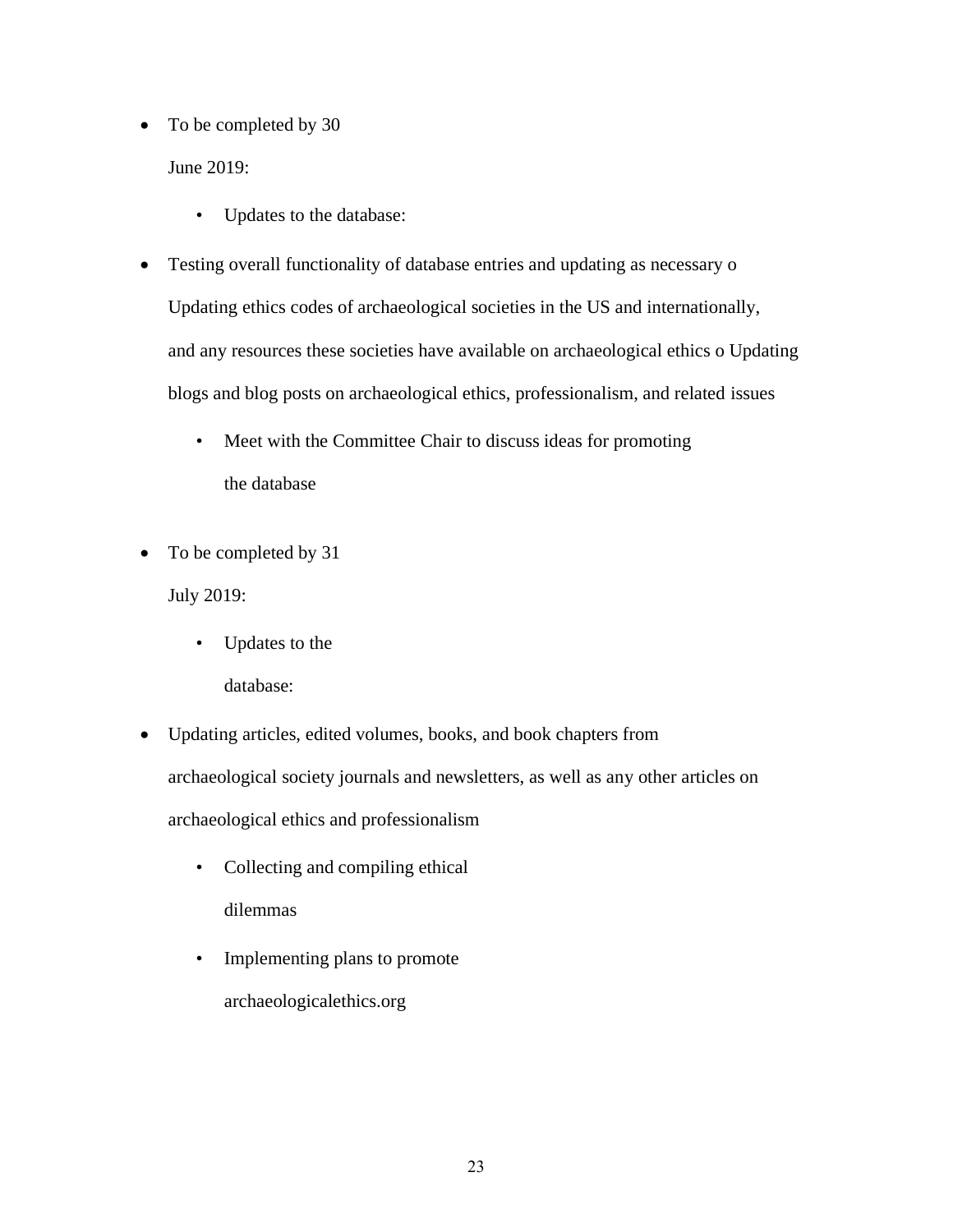- To be completed by 30 June 2019:
    - Updates to the database:
- Testing overall functionality of database entries and updating as necessary o Updating ethics codes of archaeological societies in the US and internationally, and any resources these societies have available on archaeological ethics o Updating blogs and blog posts on archaeological ethics, professionalism, and related issues
    - Meet with the Committee Chair to discuss ideas for promoting the database
- To be completed by 31 July 2019:
    - Updates to the database:
- Updating articles, edited volumes, books, and book chapters from archaeological society journals and newsletters, as well as any other articles on archaeological ethics and professionalism
    - Collecting and compiling ethical dilemmas
    - Implementing plans to promote archaeologicalethics.org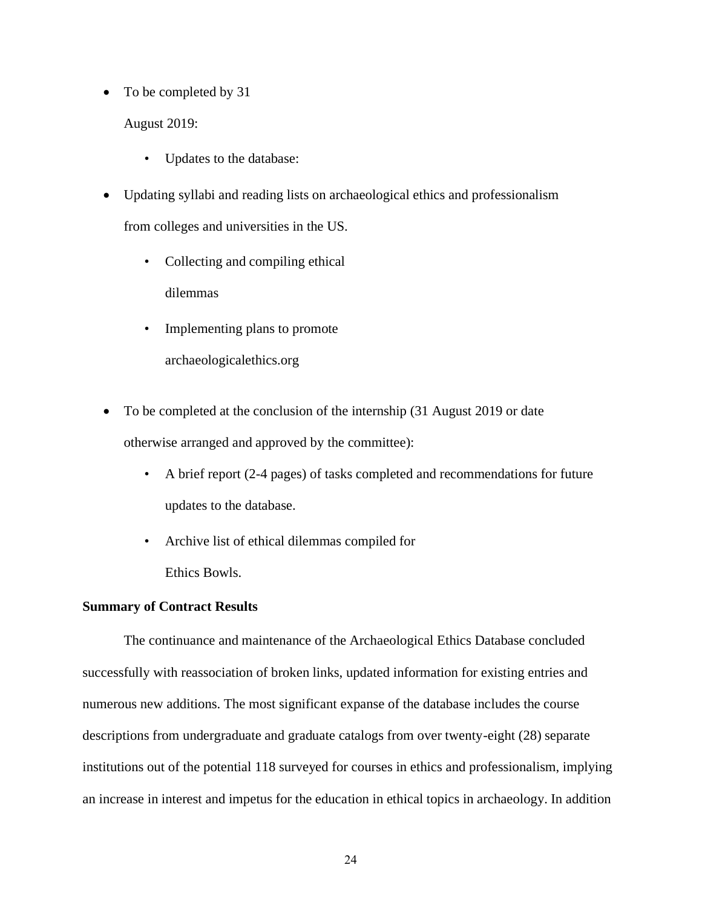- To be completed by 31 August 2019:
  - Updates to the database:
- Updating syllabi and reading lists on archaeological ethics and professionalism from colleges and universities in the US.
  - Collecting and compiling ethical dilemmas
  - Implementing plans to promote archaeologicalethics.org
- To be completed at the conclusion of the internship (31 August 2019 or date otherwise arranged and approved by the committee):
  - A brief report (2-4 pages) of tasks completed and recommendations for future updates to the database.
  - Archive list of ethical dilemmas compiled for Ethics Bowls.

**Summary of Contract Results**

The continuance and maintenance of the Archaeological Ethics Database concluded successfully with reassociation of broken links, updated information for existing entries and numerous new additions. The most significant expanse of the database includes the course descriptions from undergraduate and graduate catalogs from over twenty-eight (28) separate institutions out of the potential 118 surveyed for courses in ethics and professionalism, implying an increase in interest and impetus for the education in ethical topics in archaeology. In addition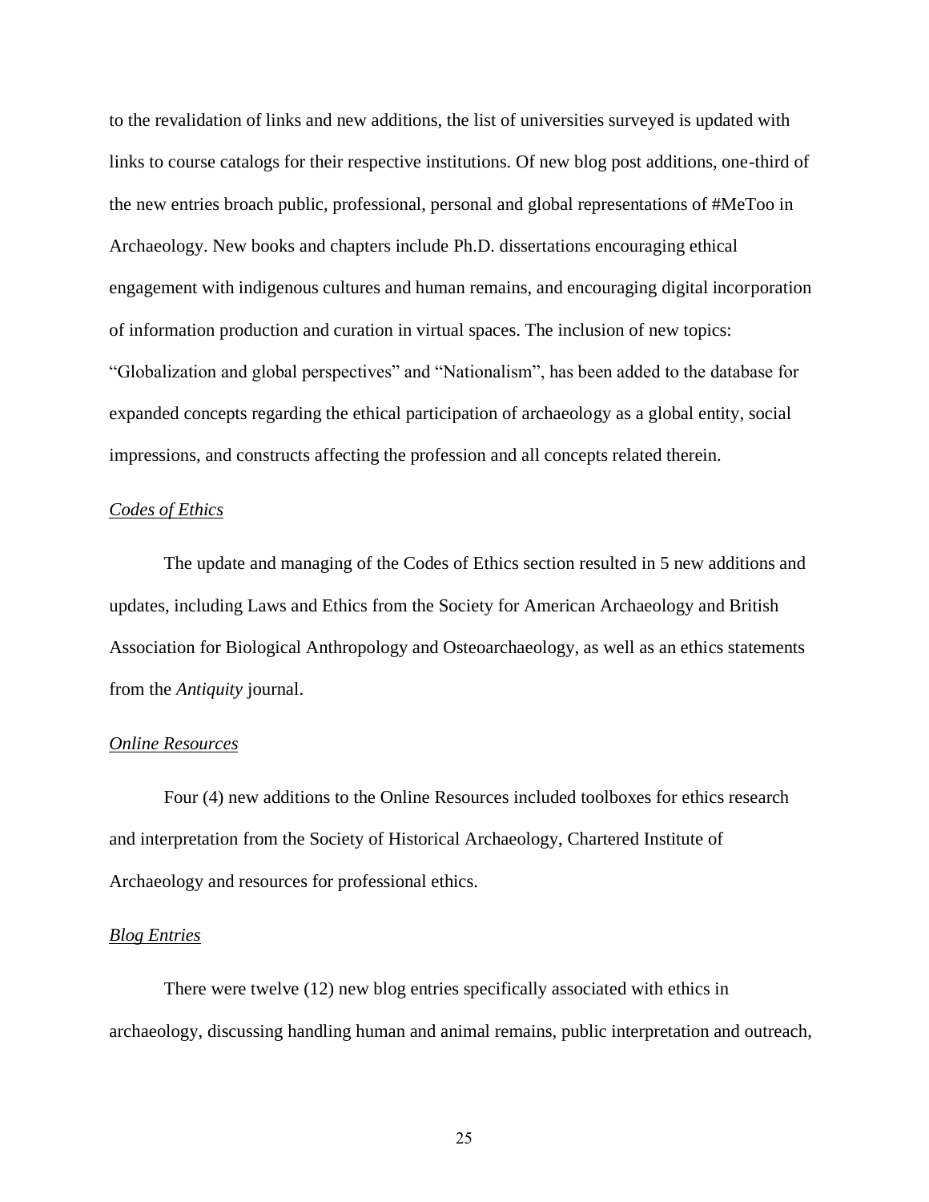to the revalidation of links and new additions, the list of universities surveyed is updated with links to course catalogs for their respective institutions. Of new blog post additions, one-third of the new entries broach public, professional, personal and global representations of #MeToo in Archaeology. New books and chapters include Ph.D. dissertations encouraging ethical engagement with indigenous cultures and human remains, and encouraging digital incorporation of information production and curation in virtual spaces. The inclusion of new topics: "Globalization and global perspectives" and "Nationalism", has been added to the database for expanded concepts regarding the ethical participation of archaeology as a global entity, social impressions, and constructs affecting the profession and all concepts related therein.

### *Codes of Ethics*

The update and managing of the Codes of Ethics section resulted in 5 new additions and updates, including Laws and Ethics from the Society for American Archaeology and British Association for Biological Anthropology and Osteoarchaeology, as well as an ethics statements from the *Antiquity* journal.

### *Online Resources*

Four (4) new additions to the Online Resources included toolboxes for ethics research and interpretation from the Society of Historical Archaeology, Chartered Institute of Archaeology and resources for professional ethics.

### *Blog Entries*

There were twelve (12) new blog entries specifically associated with ethics in archaeology, discussing handling human and animal remains, public interpretation and outreach,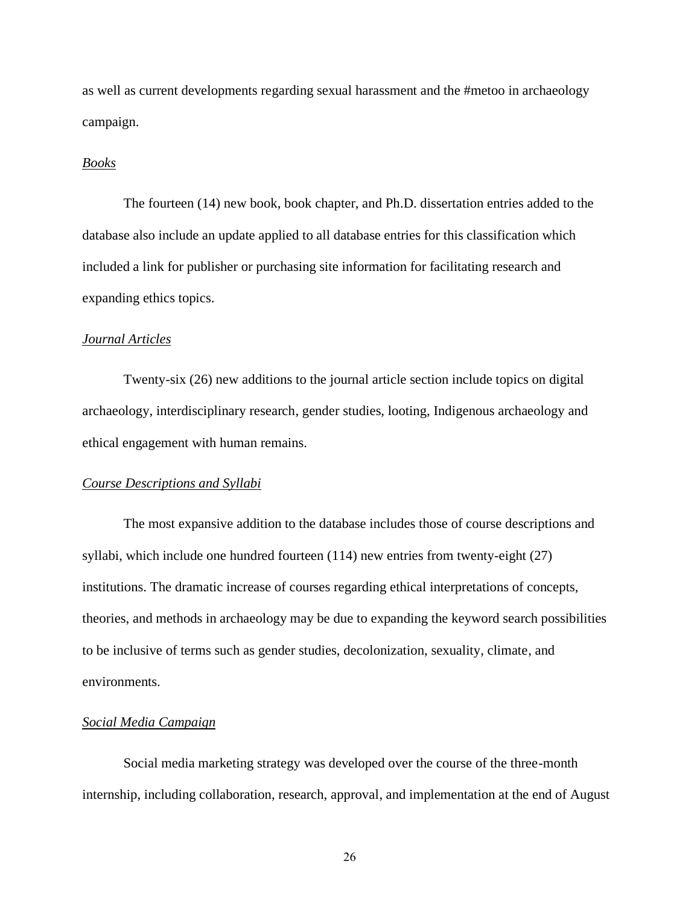as well as current developments regarding sexual harassment and the #metoo in archaeology campaign.

### *Books*

The fourteen (14) new book, book chapter, and Ph.D. dissertation entries added to the database also include an update applied to all database entries for this classification which included a link for publisher or purchasing site information for facilitating research and expanding ethics topics.

### *Journal Articles*

Twenty-six (26) new additions to the journal article section include topics on digital archaeology, interdisciplinary research, gender studies, looting, Indigenous archaeology and ethical engagement with human remains.

### *Course Descriptions and Syllabi*

The most expansive addition to the database includes those of course descriptions and syllabi, which include one hundred fourteen (114) new entries from twenty-eight (27) institutions. The dramatic increase of courses regarding ethical interpretations of concepts, theories, and methods in archaeology may be due to expanding the keyword search possibilities to be inclusive of terms such as gender studies, decolonization, sexuality, climate, and environments.

### *Social Media Campaign*

Social media marketing strategy was developed over the course of the three-month internship, including collaboration, research, approval, and implementation at the end of August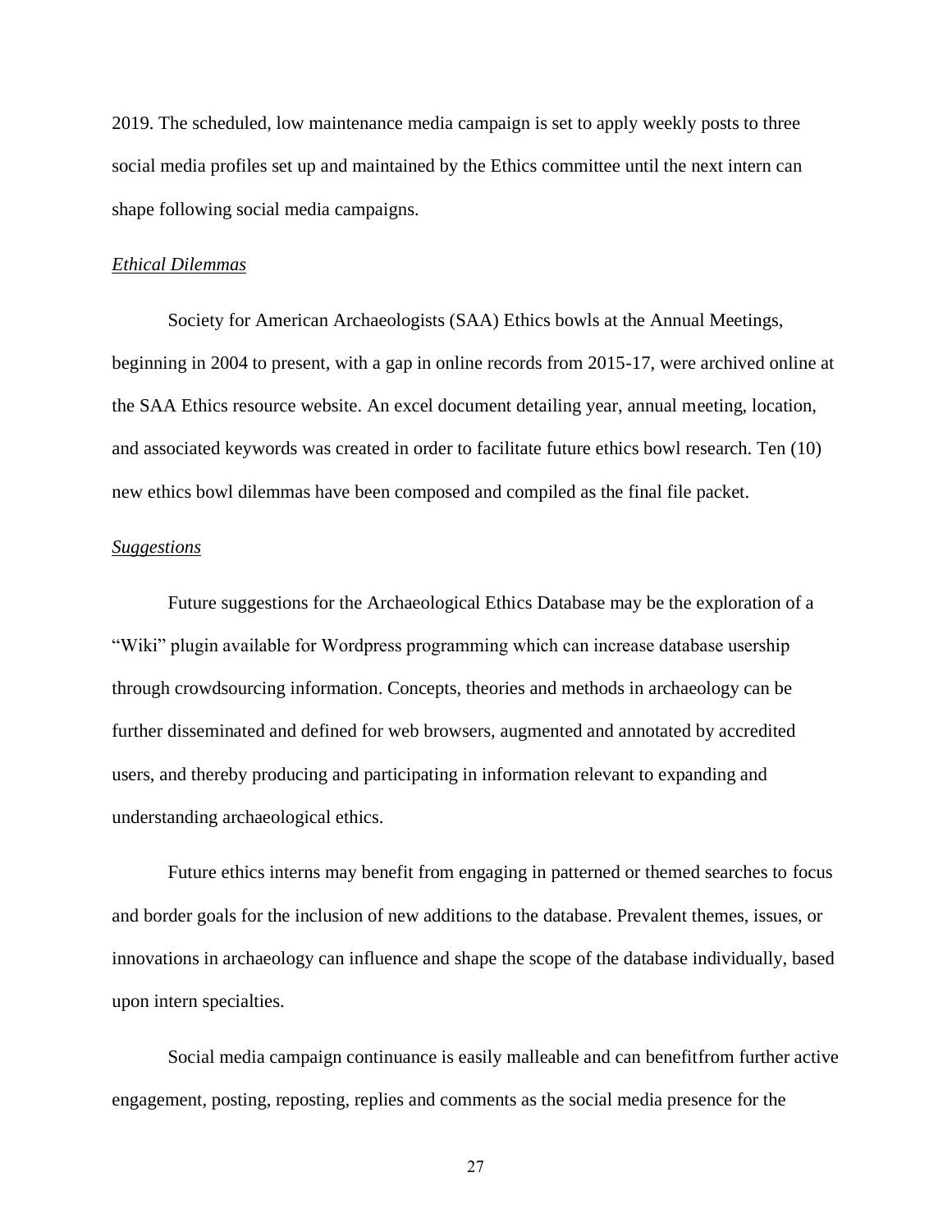2019. The scheduled, low maintenance media campaign is set to apply weekly posts to three social media profiles set up and maintained by the Ethics committee until the next intern can shape following social media campaigns.

### *Ethical Dilemmas*

Society for American Archaeologists (SAA) Ethics bowls at the Annual Meetings, beginning in 2004 to present, with a gap in online records from 2015-17, were archived online at the SAA Ethics resource website. An excel document detailing year, annual meeting, location, and associated keywords was created in order to facilitate future ethics bowl research. Ten (10) new ethics bowl dilemmas have been composed and compiled as the final file packet.

### *Suggestions*

Future suggestions for the Archaeological Ethics Database may be the exploration of a "Wiki" plugin available for Wordpress programming which can increase database usership through crowdsourcing information. Concepts, theories and methods in archaeology can be further disseminated and defined for web browsers, augmented and annotated by accredited users, and thereby producing and participating in information relevant to expanding and understanding archaeological ethics.

Future ethics interns may benefit from engaging in patterned or themed searches to focus and border goals for the inclusion of new additions to the database. Prevalent themes, issues, or innovations in archaeology can influence and shape the scope of the database individually, based upon intern specialties.

Social media campaign continuance is easily malleable and can benefitfrom further active engagement, posting, reposting, replies and comments as the social media presence for the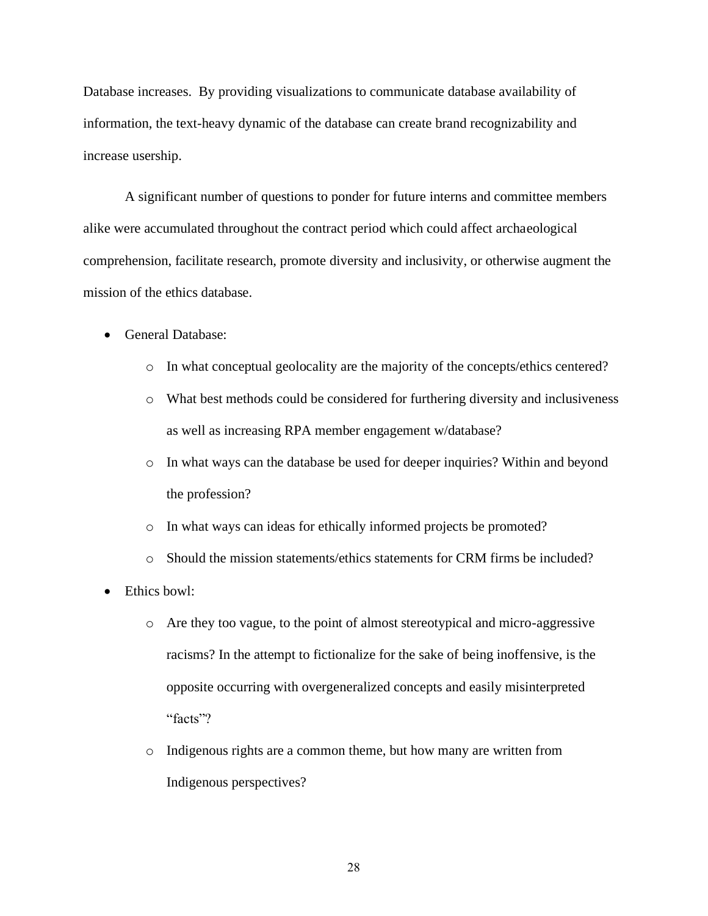Database increases. By providing visualizations to communicate database availability of information, the text-heavy dynamic of the database can create brand recognizability and increase usership.

A significant number of questions to ponder for future interns and committee members alike were accumulated throughout the contract period which could affect archaeological comprehension, facilitate research, promote diversity and inclusivity, or otherwise augment the mission of the ethics database.

- General Database:
    - In what conceptual geolocality are the majority of the concepts/ethics centered?
    - What best methods could be considered for furthering diversity and inclusiveness as well as increasing RPA member engagement w/database?
    - In what ways can the database be used for deeper inquiries? Within and beyond the profession?
    - In what ways can ideas for ethically informed projects be promoted?
    - Should the mission statements/ethics statements for CRM firms be included?
- Ethics bowl:
    - Are they too vague, to the point of almost stereotypical and micro-aggressive racisms? In the attempt to fictionalize for the sake of being inoffensive, is the opposite occurring with overgeneralized concepts and easily misinterpreted "facts"?
    - Indigenous rights are a common theme, but how many are written from Indigenous perspectives?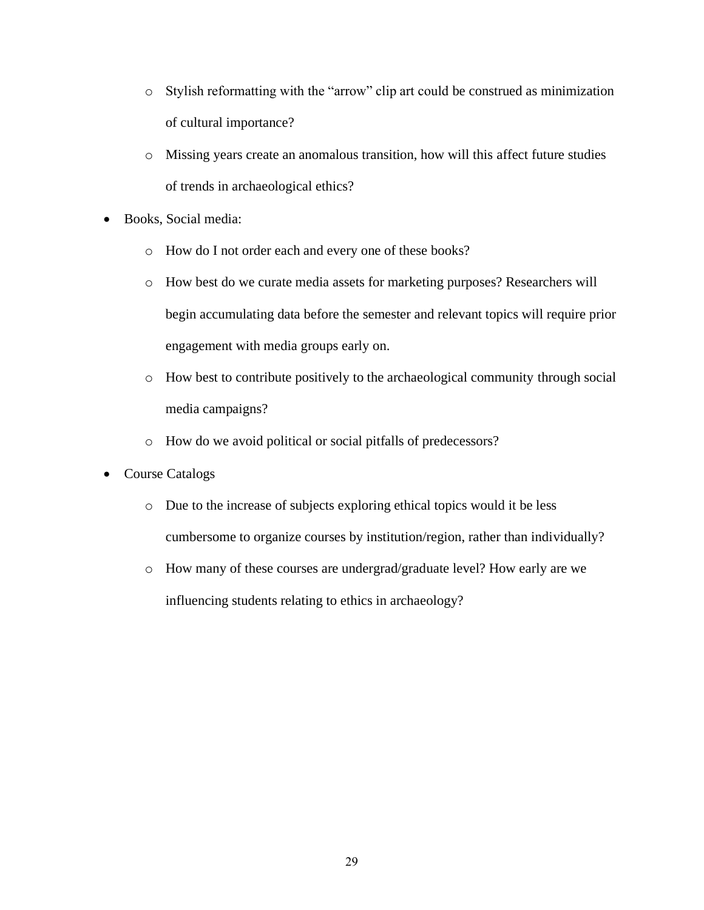- Stylish reformatting with the "arrow" clip art could be construed as minimization of cultural importance?
    - Missing years create an anomalous transition, how will this affect future studies of trends in archaeological ethics?
- Books, Social media:
    - How do I not order each and every one of these books?
    - How best do we curate media assets for marketing purposes? Researchers will begin accumulating data before the semester and relevant topics will require prior engagement with media groups early on.
    - How best to contribute positively to the archaeological community through social media campaigns?
    - How do we avoid political or social pitfalls of predecessors?
- Course Catalogs
    - Due to the increase of subjects exploring ethical topics would it be less cumbersome to organize courses by institution/region, rather than individually?
    - How many of these courses are undergrad/graduate level? How early are we influencing students relating to ethics in archaeology?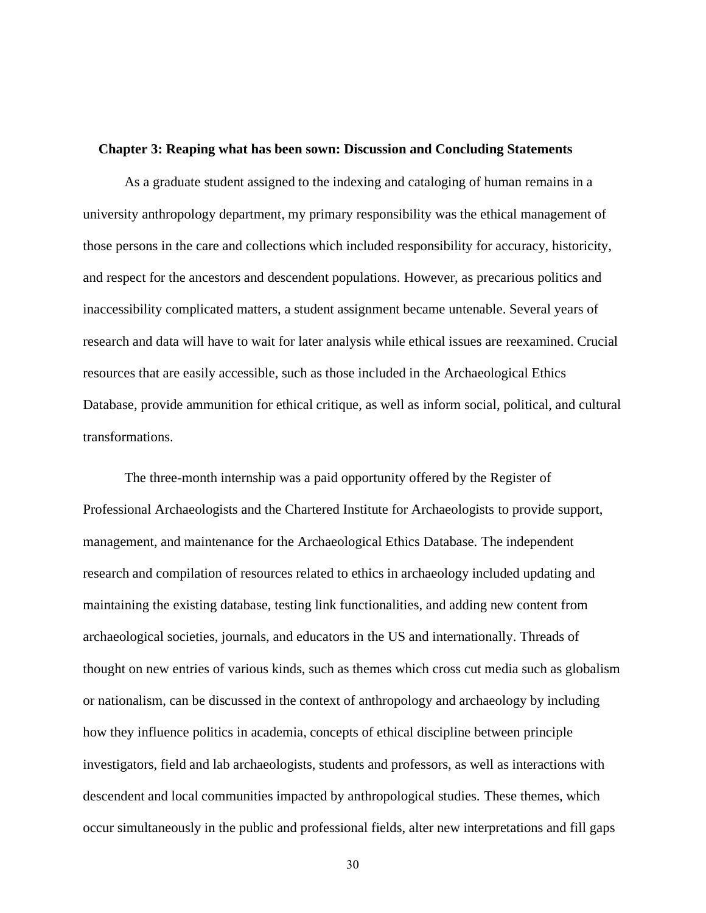## Chapter 3: Reaping what has been sown: Discussion and Concluding Statements

As a graduate student assigned to the indexing and cataloging of human remains in a university anthropology department, my primary responsibility was the ethical management of those persons in the care and collections which included responsibility for accuracy, historicity, and respect for the ancestors and descendent populations. However, as precarious politics and inaccessibility complicated matters, a student assignment became untenable. Several years of research and data will have to wait for later analysis while ethical issues are reexamined. Crucial resources that are easily accessible, such as those included in the Archaeological Ethics Database, provide ammunition for ethical critique, as well as inform social, political, and cultural transformations.

The three-month internship was a paid opportunity offered by the Register of Professional Archaeologists and the Chartered Institute for Archaeologists to provide support, management, and maintenance for the Archaeological Ethics Database. The independent research and compilation of resources related to ethics in archaeology included updating and maintaining the existing database, testing link functionalities, and adding new content from archaeological societies, journals, and educators in the US and internationally. Threads of thought on new entries of various kinds, such as themes which cross cut media such as globalism or nationalism, can be discussed in the context of anthropology and archaeology by including how they influence politics in academia, concepts of ethical discipline between principle investigators, field and lab archaeologists, students and professors, as well as interactions with descendent and local communities impacted by anthropological studies. These themes, which occur simultaneously in the public and professional fields, alter new interpretations and fill gaps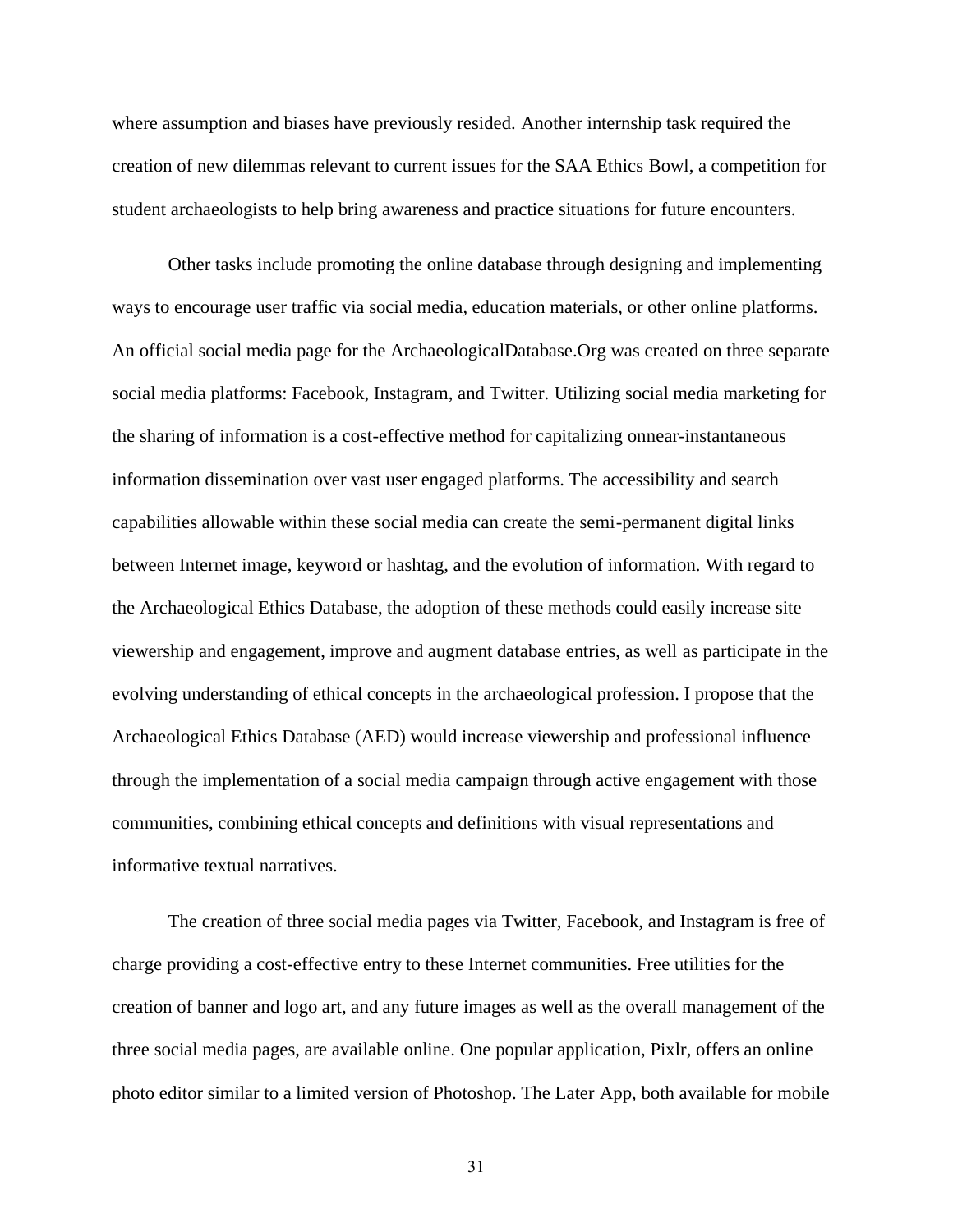where assumption and biases have previously resided. Another internship task required the creation of new dilemmas relevant to current issues for the SAA Ethics Bowl, a competition for student archaeologists to help bring awareness and practice situations for future encounters.

Other tasks include promoting the online database through designing and implementing ways to encourage user traffic via social media, education materials, or other online platforms. An official social media page for the ArchaeologicalDatabase.Org was created on three separate social media platforms: Facebook, Instagram, and Twitter. Utilizing social media marketing for the sharing of information is a cost-effective method for capitalizing onnear-instantaneous information dissemination over vast user engaged platforms. The accessibility and search capabilities allowable within these social media can create the semi-permanent digital links between Internet image, keyword or hashtag, and the evolution of information. With regard to the Archaeological Ethics Database, the adoption of these methods could easily increase site viewership and engagement, improve and augment database entries, as well as participate in the evolving understanding of ethical concepts in the archaeological profession. I propose that the Archaeological Ethics Database (AED) would increase viewership and professional influence through the implementation of a social media campaign through active engagement with those communities, combining ethical concepts and definitions with visual representations and informative textual narratives.

The creation of three social media pages via Twitter, Facebook, and Instagram is free of charge providing a cost-effective entry to these Internet communities. Free utilities for the creation of banner and logo art, and any future images as well as the overall management of the three social media pages, are available online. One popular application, Pixlr, offers an online photo editor similar to a limited version of Photoshop. The Later App, both available for mobile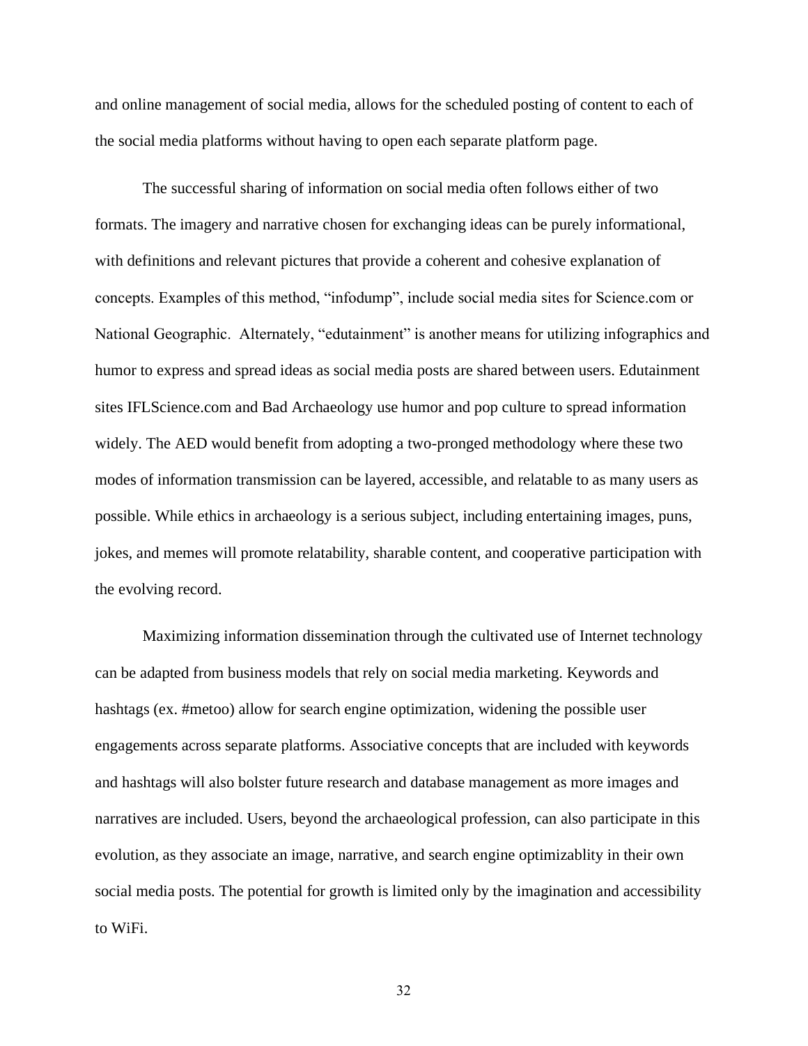and online management of social media, allows for the scheduled posting of content to each of the social media platforms without having to open each separate platform page.

The successful sharing of information on social media often follows either of two formats. The imagery and narrative chosen for exchanging ideas can be purely informational, with definitions and relevant pictures that provide a coherent and cohesive explanation of concepts. Examples of this method, "infodump", include social media sites for Science.com or National Geographic. Alternately, "edutainment" is another means for utilizing infographics and humor to express and spread ideas as social media posts are shared between users. Edutainment sites IFLScience.com and Bad Archaeology use humor and pop culture to spread information widely. The AED would benefit from adopting a two-pronged methodology where these two modes of information transmission can be layered, accessible, and relatable to as many users as possible. While ethics in archaeology is a serious subject, including entertaining images, puns, jokes, and memes will promote relatability, sharable content, and cooperative participation with the evolving record.

Maximizing information dissemination through the cultivated use of Internet technology can be adapted from business models that rely on social media marketing. Keywords and hashtags (ex. #metoo) allow for search engine optimization, widening the possible user engagements across separate platforms. Associative concepts that are included with keywords and hashtags will also bolster future research and database management as more images and narratives are included. Users, beyond the archaeological profession, can also participate in this evolution, as they associate an image, narrative, and search engine optimizablity in their own social media posts. The potential for growth is limited only by the imagination and accessibility to WiFi.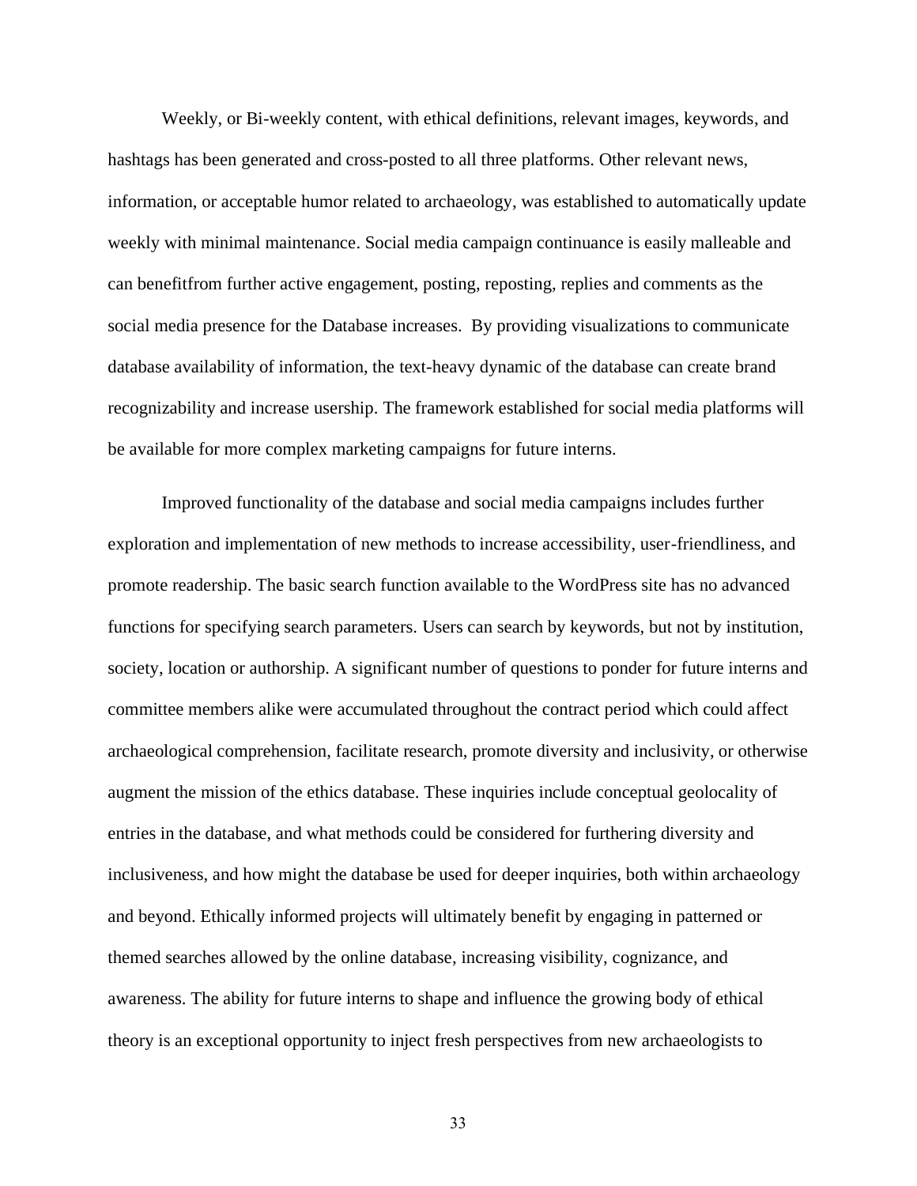Weekly, or Bi-weekly content, with ethical definitions, relevant images, keywords, and hashtags has been generated and cross-posted to all three platforms. Other relevant news, information, or acceptable humor related to archaeology, was established to automatically update weekly with minimal maintenance. Social media campaign continuance is easily malleable and can benefitfrom further active engagement, posting, reposting, replies and comments as the social media presence for the Database increases. By providing visualizations to communicate database availability of information, the text-heavy dynamic of the database can create brand recognizability and increase usership. The framework established for social media platforms will be available for more complex marketing campaigns for future interns.

Improved functionality of the database and social media campaigns includes further exploration and implementation of new methods to increase accessibility, user-friendliness, and promote readership. The basic search function available to the WordPress site has no advanced functions for specifying search parameters. Users can search by keywords, but not by institution, society, location or authorship. A significant number of questions to ponder for future interns and committee members alike were accumulated throughout the contract period which could affect archaeological comprehension, facilitate research, promote diversity and inclusivity, or otherwise augment the mission of the ethics database. These inquiries include conceptual geolocality of entries in the database, and what methods could be considered for furthering diversity and inclusiveness, and how might the database be used for deeper inquiries, both within archaeology and beyond. Ethically informed projects will ultimately benefit by engaging in patterned or themed searches allowed by the online database, increasing visibility, cognizance, and awareness. The ability for future interns to shape and influence the growing body of ethical theory is an exceptional opportunity to inject fresh perspectives from new archaeologists to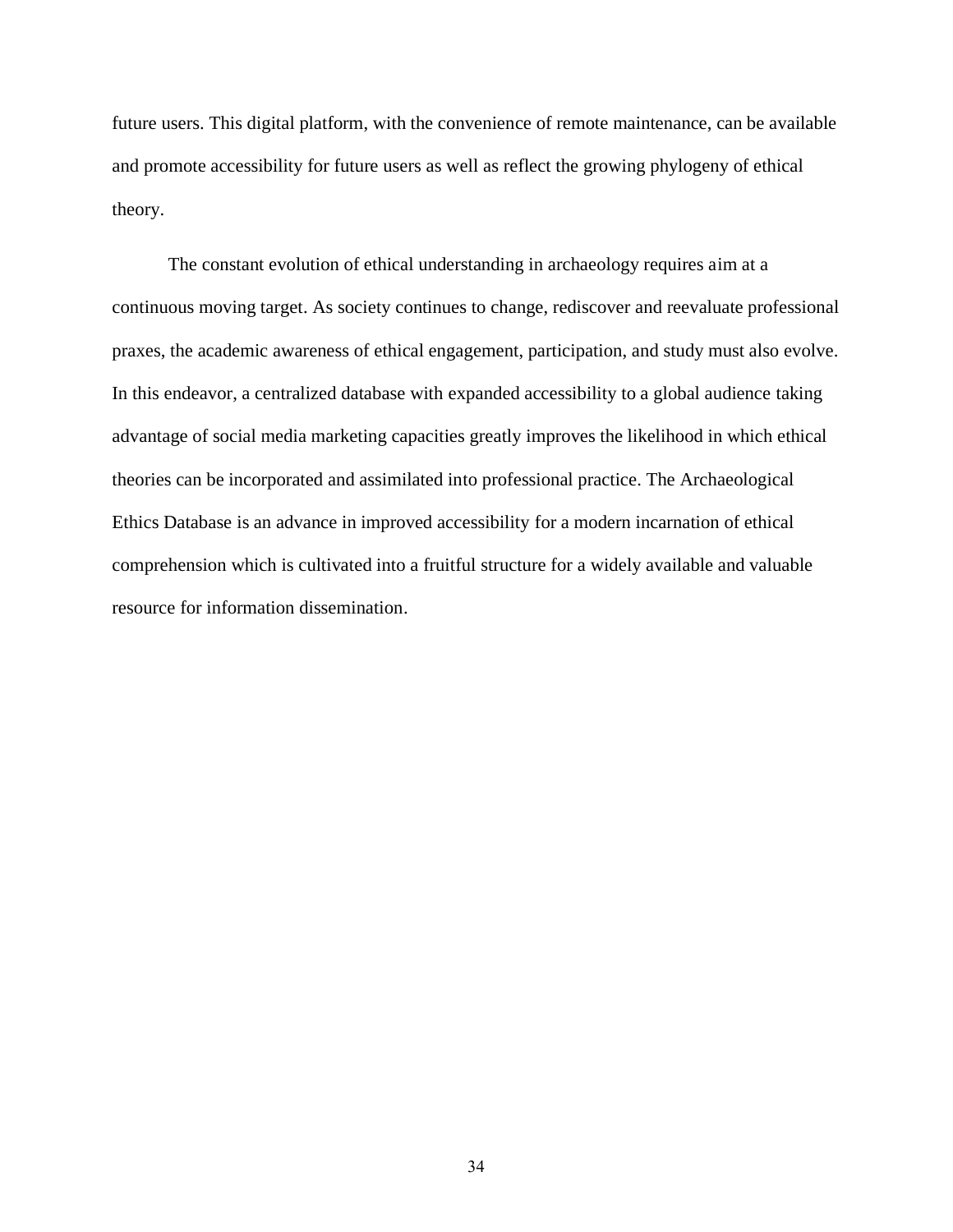future users. This digital platform, with the convenience of remote maintenance, can be available and promote accessibility for future users as well as reflect the growing phylogeny of ethical theory.

The constant evolution of ethical understanding in archaeology requires aim at a continuous moving target. As society continues to change, rediscover and reevaluate professional praxes, the academic awareness of ethical engagement, participation, and study must also evolve. In this endeavor, a centralized database with expanded accessibility to a global audience taking advantage of social media marketing capacities greatly improves the likelihood in which ethical theories can be incorporated and assimilated into professional practice. The Archaeological Ethics Database is an advance in improved accessibility for a modern incarnation of ethical comprehension which is cultivated into a fruitful structure for a widely available and valuable resource for information dissemination.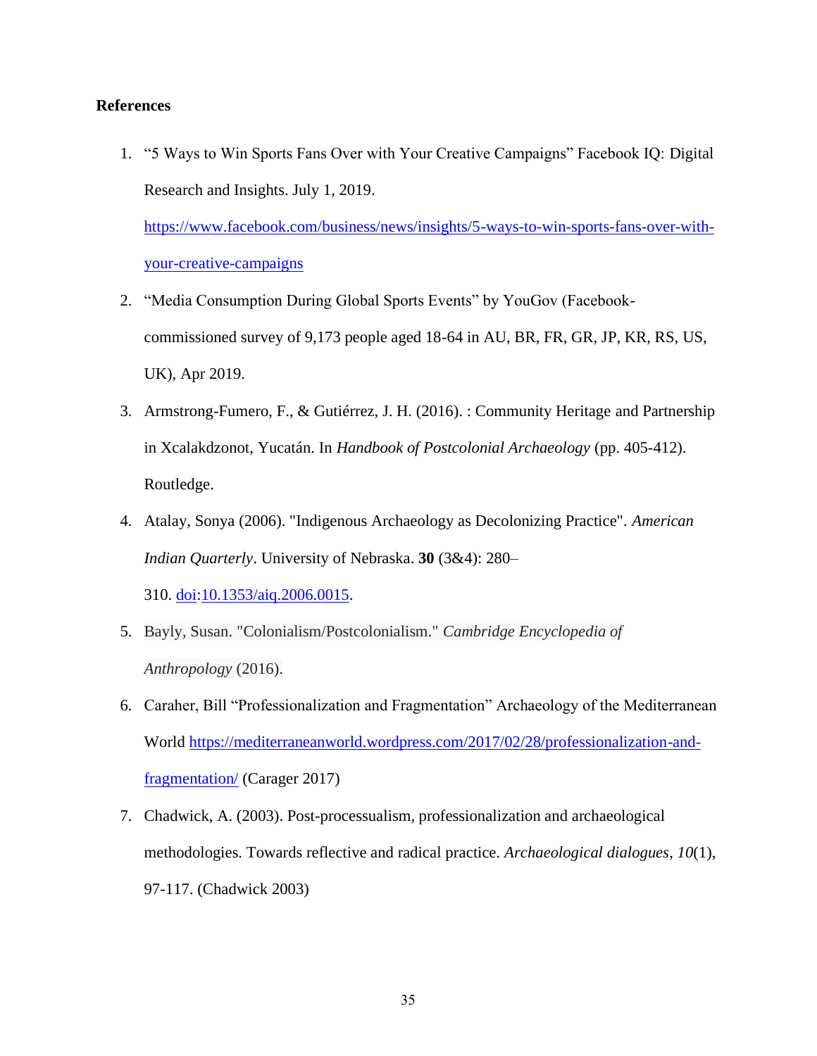**References**

1. "5 Ways to Win Sports Fans Over with Your Creative Campaigns" Facebook IQ: Digital Research and Insights. July 1, 2019. [https://www.facebook.com/business/news/insights/5-ways-to-win-sports-fans-over-with-your-creative-campaigns](https://www.facebook.com/business/news/insights/5-ways-to-win-sports-fans-over-with-your-creative-campaigns)
2. "Media Consumption During Global Sports Events" by YouGov (Facebook-commissioned survey of 9,173 people aged 18-64 in AU, BR, FR, GR, JP, KR, RS, US, UK), Apr 2019.
3. Armstrong-Fumero, F., & Gutiérrez, J. H. (2016). : Community Heritage and Partnership in Xcalakdzonot, Yucatán. In *Handbook of Postcolonial Archaeology* (pp. 405-412). Routledge.
4. Atalay, Sonya (2006). "Indigenous Archaeology as Decolonizing Practice". *American Indian Quarterly*. University of Nebraska. **30** (3&4): 280–310. [doi](https://doi.org):[10.1353/aiq.2006.0015](https://doi.org/10.1353/aiq.2006.0015).
5. Bayly, Susan. "Colonialism/Postcolonialism." *Cambridge Encyclopedia of Anthropology* (2016).
6. Caraher, Bill "Professionalization and Fragmentation" Archaeology of the Mediterranean World [https://mediterraneanworld.wordpress.com/2017/02/28/professionalization-and-fragmentation/](https://mediterraneanworld.wordpress.com/2017/02/28/professionalization-and-fragmentation/) (Carager 2017)
7. Chadwick, A. (2003). Post-processualism, professionalization and archaeological methodologies. Towards reflective and radical practice. *Archaeological dialogues*, *10*(1), 97-117. (Chadwick 2003)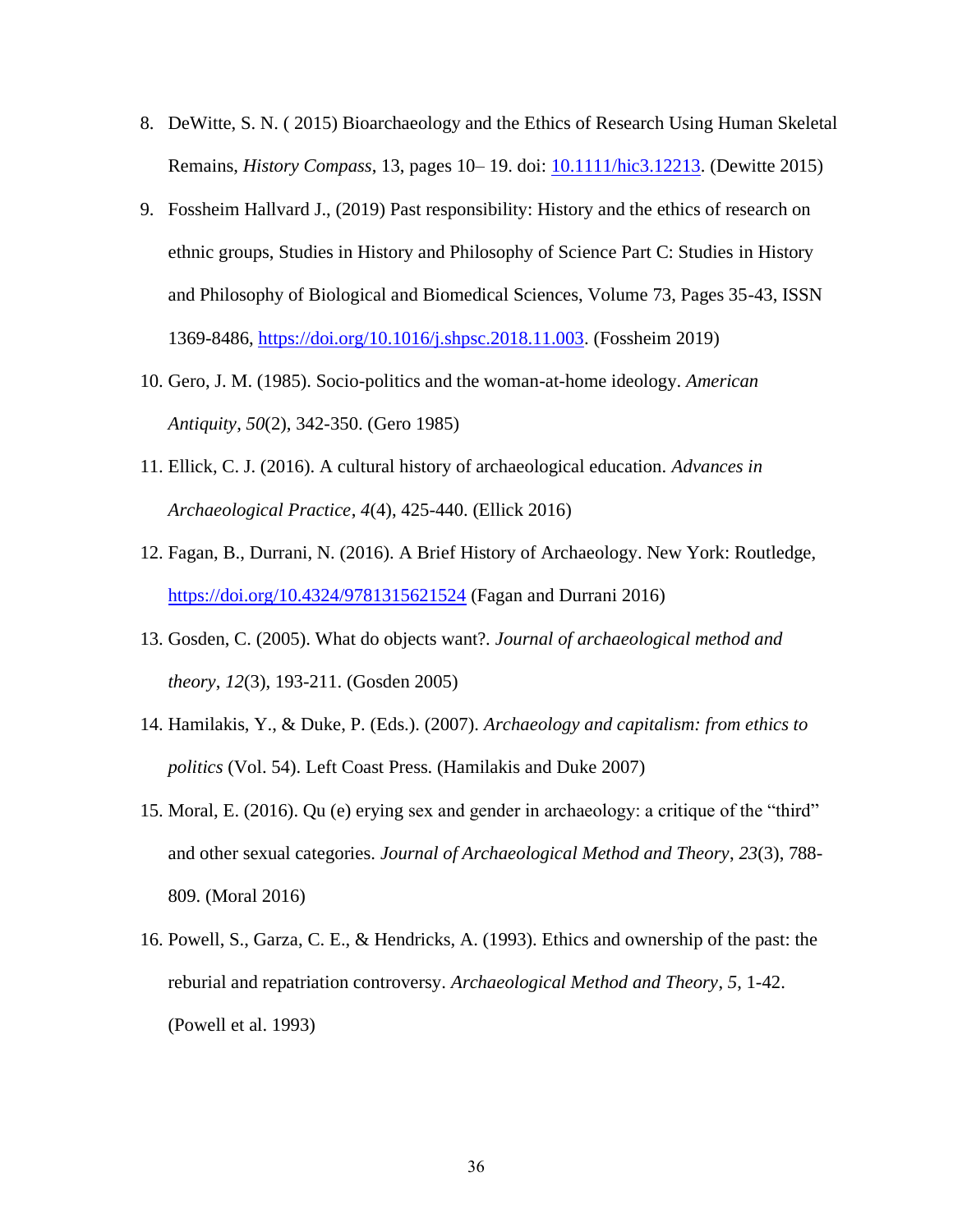8. DeWitte, S. N. ( 2015) Bioarchaeology and the Ethics of Research Using Human Skeletal Remains, *History Compass*, 13, pages 10– 19. doi: [10.1111/hic3.12213](https://doi.org/10.1111/hic3.12213). (Dewitte 2015)
9. Fossheim Hallvard J., (2019) Past responsibility: History and the ethics of research on ethnic groups, Studies in History and Philosophy of Science Part C: Studies in History and Philosophy of Biological and Biomedical Sciences, Volume 73, Pages 35-43, ISSN 1369-8486, https://doi.org/10.1016/j.shpsc.2018.11.003. (Fossheim 2019)
10. Gero, J. M. (1985). Socio-politics and the woman-at-home ideology. *American Antiquity*, *50*(2), 342-350. (Gero 1985)
11. Ellick, C. J. (2016). A cultural history of archaeological education. *Advances in Archaeological Practice*, *4*(4), 425-440. (Ellick 2016)
12. Fagan, B., Durrani, N. (2016). A Brief History of Archaeology. New York: Routledge, https://doi.org/10.4324/9781315621524 (Fagan and Durrani 2016)
13. Gosden, C. (2005). What do objects want?. *Journal of archaeological method and theory*, *12*(3), 193-211. (Gosden 2005)
14. Hamilakis, Y., & Duke, P. (Eds.). (2007). *Archaeology and capitalism: from ethics to politics* (Vol. 54). Left Coast Press. (Hamilakis and Duke 2007)
15. Moral, E. (2016). Qu (e) erying sex and gender in archaeology: a critique of the "third" and other sexual categories. *Journal of Archaeological Method and Theory*, *23*(3), 788-809. (Moral 2016)
16. Powell, S., Garza, C. E., & Hendricks, A. (1993). Ethics and ownership of the past: the reburial and repatriation controversy. *Archaeological Method and Theory*, *5*, 1-42. (Powell et al. 1993)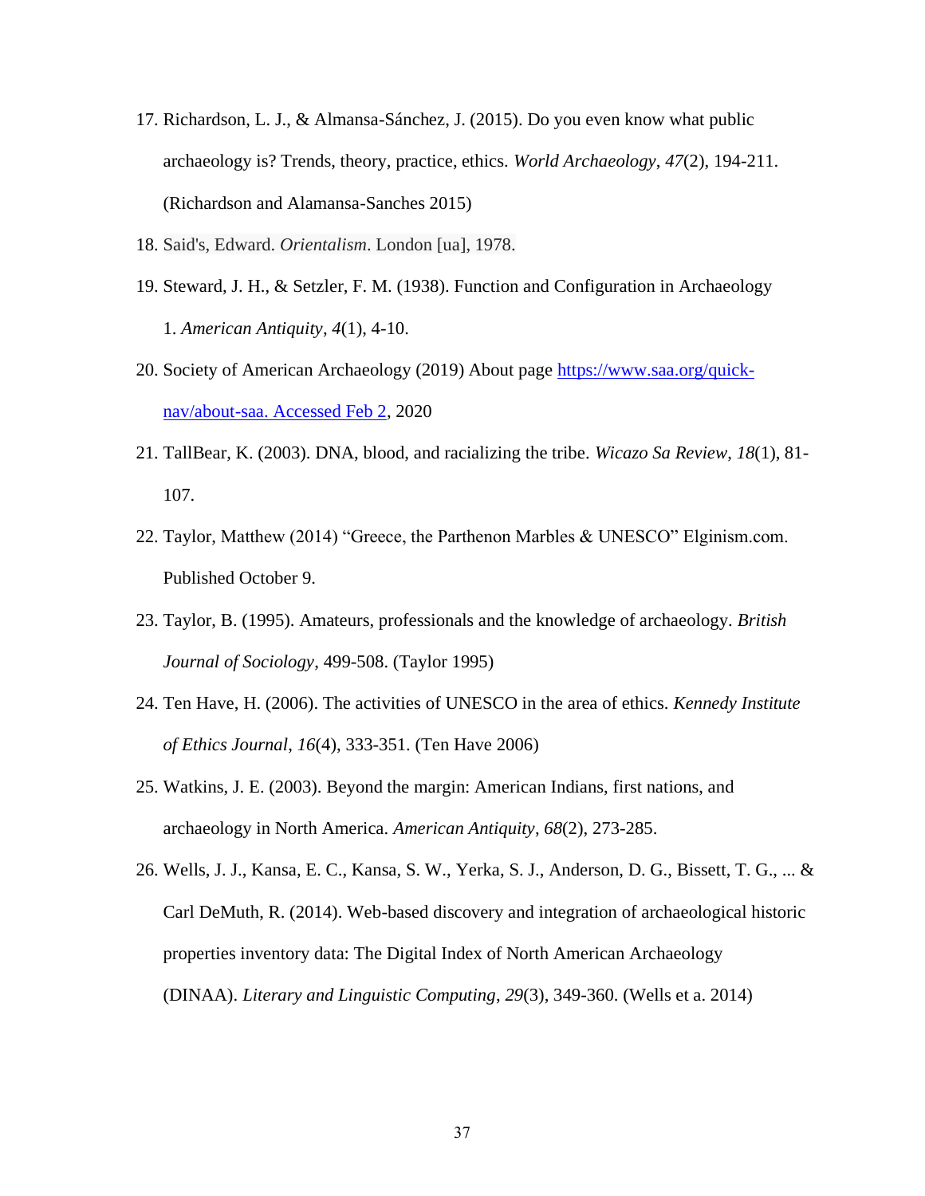17. Richardson, L. J., & Almansa-Sánchez, J. (2015). Do you even know what public archaeology is? Trends, theory, practice, ethics. *World Archaeology*, *47*(2), 194-211. (Richardson and Alamansa-Sanches 2015)
18. Said's, Edward. *Orientalism*. London [ua], 1978.
19. Steward, J. H., & Setzler, F. M. (1938). Function and Configuration in Archaeology 1. *American Antiquity*, *4*(1), 4-10.
20. Society of American Archaeology (2019) About page https://www.saa.org/quick-nav/about-saa. Accessed Feb 2, 2020
21. TallBear, K. (2003). DNA, blood, and racializing the tribe. *Wicazo Sa Review*, *18*(1), 81-107.
22. Taylor, Matthew (2014) "Greece, the Parthenon Marbles & UNESCO" Elginism.com. Published October 9.
23. Taylor, B. (1995). Amateurs, professionals and the knowledge of archaeology. *British Journal of Sociology*, 499-508. (Taylor 1995)
24. Ten Have, H. (2006). The activities of UNESCO in the area of ethics. *Kennedy Institute of Ethics Journal*, *16*(4), 333-351. (Ten Have 2006)
25. Watkins, J. E. (2003). Beyond the margin: American Indians, first nations, and archaeology in North America. *American Antiquity*, *68*(2), 273-285.
26. Wells, J. J., Kansa, E. C., Kansa, S. W., Yerka, S. J., Anderson, D. G., Bissett, T. G., ... & Carl DeMuth, R. (2014). Web-based discovery and integration of archaeological historic properties inventory data: The Digital Index of North American Archaeology (DINAA). *Literary and Linguistic Computing*, *29*(3), 349-360. (Wells et a. 2014)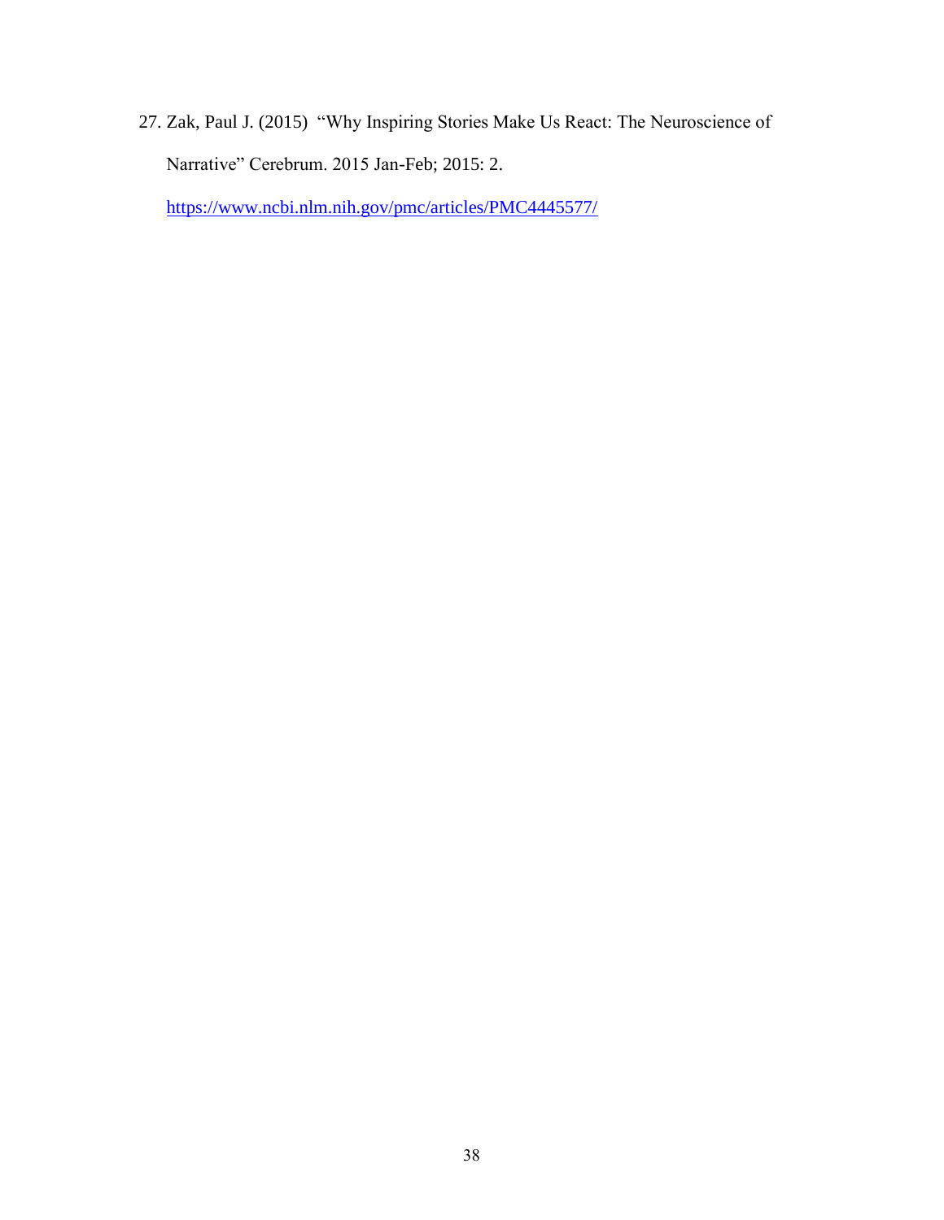27. Zak, Paul J. (2015) "Why Inspiring Stories Make Us React: The Neuroscience of Narrative" Cerebrum. 2015 Jan-Feb; 2015: 2. https://www.ncbi.nlm.nih.gov/pmc/articles/PMC4445577/